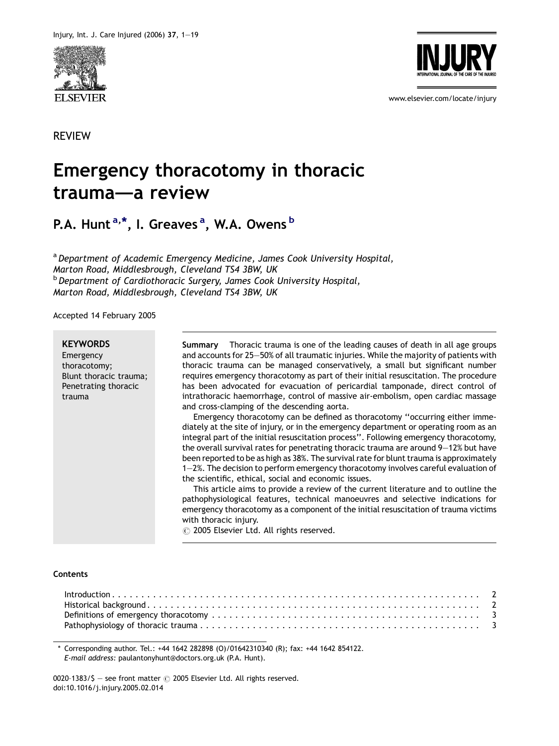REVIEW

# Emergency thoracotomy in thoracic trauma—a review

**P.A. Hunt** [a,*], **I. Greaves** [a], **W.A. Owens** [b]

[a] *Department of Academic Emergency Medicine, James Cook University Hospital, Marton Road, Middlesbrough, Cleveland TS4 3BW, UK*
[b] *Department of Cardiothoracic Surgery, James Cook University Hospital, Marton Road, Middlesbrough, Cleveland TS4 3BW, UK*

Accepted 14 February 2005

**KEYWORDS**
Emergency thoracotomy;
Blunt thoracic trauma;
Penetrating thoracic trauma

**Summary** Thoracic trauma is one of the leading causes of death in all age groups and accounts for 25–50% of all traumatic injuries. While the majority of patients with thoracic trauma can be managed conservatively, a small but significant number requires emergency thoracotomy as part of their initial resuscitation. The procedure has been advocated for evacuation of pericardial tamponade, direct control of intrathoracic haemorrhage, control of massive air-embolism, open cardiac massage and cross-clamping of the descending aorta.

Emergency thoracotomy can be defined as thoracotomy ''occurring either immediately at the site of injury, or in the emergency department or operating room as an integral part of the initial resuscitation process''. Following emergency thoracotomy, the overall survival rates for penetrating thoracic trauma are around 9–12% but have been reported to be as high as 38%. The survival rate for blunt trauma is approximately 1–2%. The decision to perform emergency thoracotomy involves careful evaluation of the scientific, ethical, social and economic issues.

This article aims to provide a review of the current literature and to outline the pathophysiological features, technical manoeuvres and selective indications for emergency thoracotomy as a component of the initial resuscitation of trauma victims with thoracic injury.

© 2005 Elsevier Ltd. All rights reserved.

**Contents**

Introduction . . . . . . . . . . . . . . . . . . . . . . . . . . . . . . . . . . . . 2
Historical background . . . . . . . . . . . . . . . . . . . . . . . . . . . . . . . 2
Definitions of emergency thoracotomy . . . . . . . . . . . . . . . . . . . . . . 3
Pathophysiology of thoracic trauma . . . . . . . . . . . . . . . . . . . . . . . 3

* Corresponding author. Tel.: +44 1642 282898 (O)/01642310340 (R); fax: +44 1642 854122.
*E-mail address:* paulantonyhunt@doctors.org.uk (P.A. Hunt).

0020-1383/$ — see front matter © 2005 Elsevier Ltd. All rights reserved.
doi:10.1016/j.injury.2005.02.014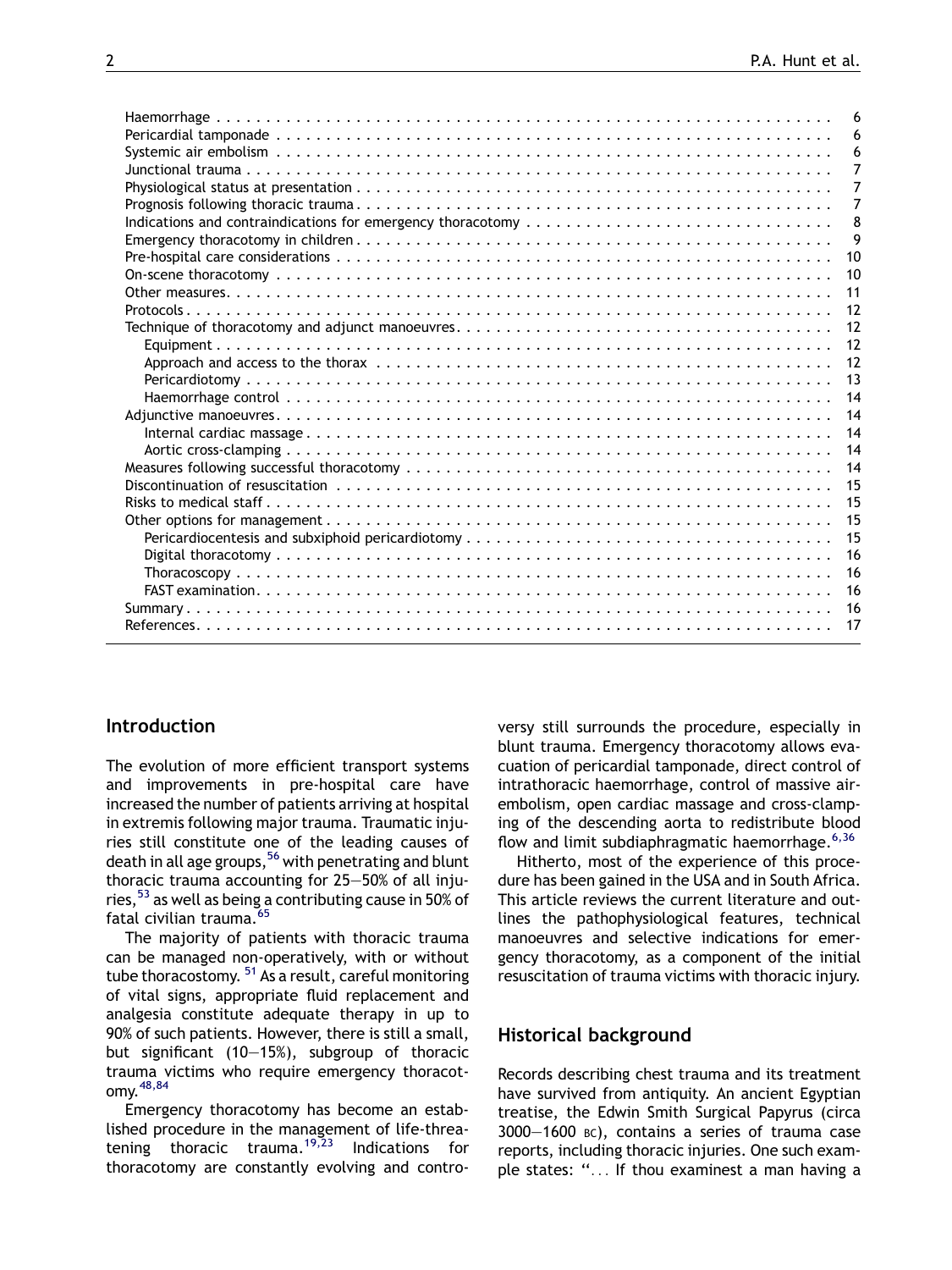| | |
|---|---|
| Haemorrhage | 6 |
| Pericardial tamponade | 6 |
| Systemic air embolism | 6 |
| Junctional trauma | 7 |
| Physiological status at presentation | 7 |
| Prognosis following thoracic trauma | 7 |
| Indications and contraindications for emergency thoracotomy | 8 |
| Emergency thoracotomy in children | 9 |
| Pre-hospital care considerations | 10 |
| On-scene thoracotomy | 10 |
| Other measures | 11 |
| Protocols | 12 |
| Technique of thoracotomy and adjunct manoeuvres | 12 |
| Equipment | 12 |
| Approach and access to the thorax | 12 |
| Pericardiotomy | 13 |
| Haemorrhage control | 14 |
| Adjunctive manoeuvres | 14 |
| Internal cardiac massage | 14 |
| Aortic cross-clamping | 14 |
| Measures following successful thoracotomy | 14 |
| Discontinuation of resuscitation | 15 |
| Risks to medical staff | 15 |
| Other options for management | 15 |
| Pericardiocentesis and subxiphoid pericardiotomy | 15 |
| Digital thoracotomy | 16 |
| Thoracoscopy | 16 |
| FAST examination | 16 |
| Summary | 16 |
| References | 17 |

## Introduction

The evolution of more efficient transport systems and improvements in pre-hospital care have increased the number of patients arriving at hospital in extremis following major trauma. Traumatic injuries still constitute one of the leading causes of death in all age groups,[56] with penetrating and blunt thoracic trauma accounting for 25–50% of all injuries,[53] as well as being a contributing cause in 50% of fatal civilian trauma.[65]

The majority of patients with thoracic trauma can be managed non-operatively, with or without tube thoracostomy.[51] As a result, careful monitoring of vital signs, appropriate fluid replacement and analgesia constitute adequate therapy in up to 90% of such patients. However, there is still a small, but significant (10–15%), subgroup of thoracic trauma victims who require emergency thoracotomy.[48,84]

Emergency thoracotomy has become an established procedure in the management of life-threatening thoracic trauma.[19,23] Indications for thoracotomy are constantly evolving and controversy still surrounds the procedure, especially in blunt trauma. Emergency thoracotomy allows evacuation of pericardial tamponade, direct control of intrathoracic haemorrhage, control of massive air-embolism, open cardiac massage and cross-clamping of the descending aorta to redistribute blood flow and limit subdiaphragmatic haemorrhage.[6,36]

Hitherto, most of the experience of this procedure has been gained in the USA and in South Africa. This article reviews the current literature and outlines the pathophysiological features, technical manoeuvres and selective indications for emergency thoracotomy, as a component of the initial resuscitation of trauma victims with thoracic injury.

## Historical background

Records describing chest trauma and its treatment have survived from antiquity. An ancient Egyptian treatise, the Edwin Smith Surgical Papyrus (circa 3000–1600 BC), contains a series of trauma case reports, including thoracic injuries. One such example states: "... If thou examinest a man having a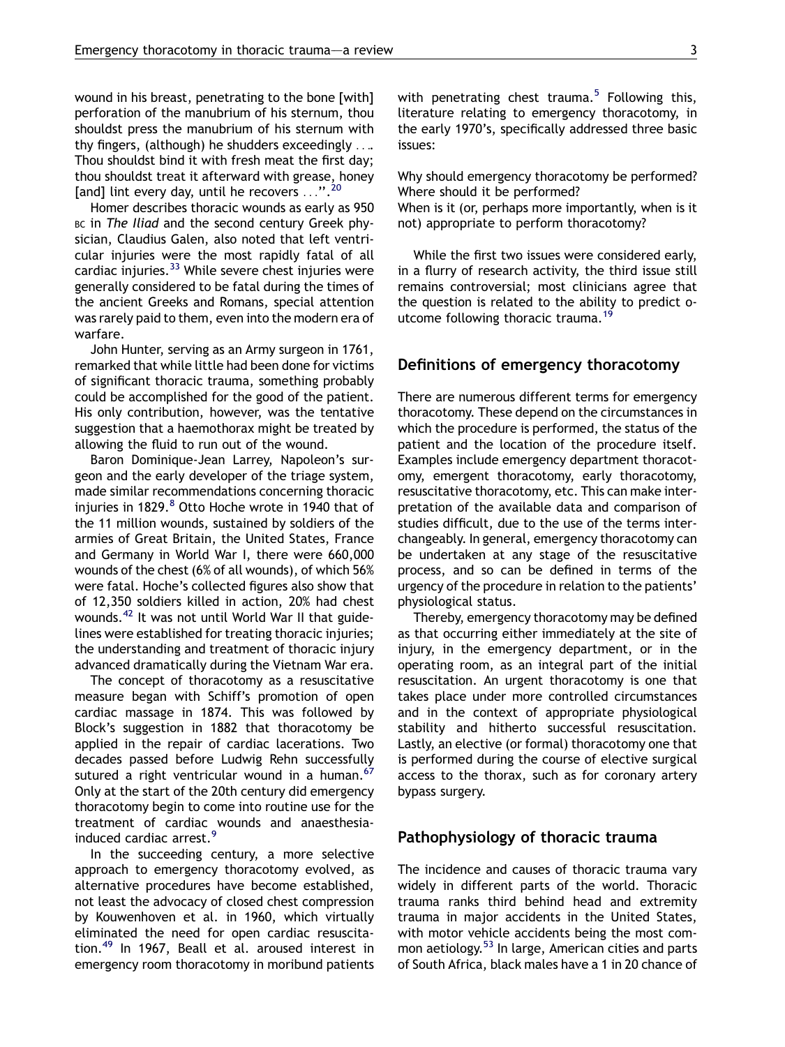wound in his breast, penetrating to the bone [with] perforation of the manubrium of his sternum, thou shouldst press the manubrium of his sternum with thy fingers, (although) he shudders exceedingly .... Thou shouldst bind it with fresh meat the first day; thou shouldst treat it afterward with grease, honey [and] lint every day, until he recovers ...".[20]

Homer describes thoracic wounds as early as 950 BC in *The Iliad* and the second century Greek physician, Claudius Galen, also noted that left ventricular injuries were the most rapidly fatal of all cardiac injuries.[33] While severe chest injuries were generally considered to be fatal during the times of the ancient Greeks and Romans, special attention was rarely paid to them, even into the modern era of warfare.

John Hunter, serving as an Army surgeon in 1761, remarked that while little had been done for victims of significant thoracic trauma, something probably could be accomplished for the good of the patient. His only contribution, however, was the tentative suggestion that a haemothorax might be treated by allowing the fluid to run out of the wound.

Baron Dominique-Jean Larrey, Napoleon's surgeon and the early developer of the triage system, made similar recommendations concerning thoracic injuries in 1829.[8] Otto Hoche wrote in 1940 that of the 11 million wounds, sustained by soldiers of the armies of Great Britain, the United States, France and Germany in World War I, there were 660,000 wounds of the chest (6% of all wounds), of which 56% were fatal. Hoche's collected figures also show that of 12,350 soldiers killed in action, 20% had chest wounds.[42] It was not until World War II that guidelines were established for treating thoracic injuries; the understanding and treatment of thoracic injury advanced dramatically during the Vietnam War era.

The concept of thoracotomy as a resuscitative measure began with Schiff's promotion of open cardiac massage in 1874. This was followed by Block's suggestion in 1882 that thoracotomy be applied in the repair of cardiac lacerations. Two decades passed before Ludwig Rehn successfully sutured a right ventricular wound in a human.[67] Only at the start of the 20th century did emergency thoracotomy begin to come into routine use for the treatment of cardiac wounds and anaesthesia-induced cardiac arrest.[9]

In the succeeding century, a more selective approach to emergency thoracotomy evolved, as alternative procedures have become established, not least the advocacy of closed chest compression by Kouwenhoven et al. in 1960, which virtually eliminated the need for open cardiac resuscitation.[49] In 1967, Beall et al. aroused interest in emergency room thoracotomy in moribund patients with penetrating chest trauma.[5] Following this, literature relating to emergency thoracotomy, in the early 1970's, specifically addressed three basic issues:

Why should emergency thoracotomy be performed?
Where should it be performed?
When is it (or, perhaps more importantly, when is it not) appropriate to perform thoracotomy?

While the first two issues were considered early, in a flurry of research activity, the third issue still remains controversial; most clinicians agree that the question is related to the ability to predict outcome following thoracic trauma.[19]

## Definitions of emergency thoracotomy

There are numerous different terms for emergency thoracotomy. These depend on the circumstances in which the procedure is performed, the status of the patient and the location of the procedure itself. Examples include emergency department thoracotomy, emergent thoracotomy, early thoracotomy, resuscitative thoracotomy, etc. This can make interpretation of the available data and comparison of studies difficult, due to the use of the terms interchangeably. In general, emergency thoracotomy can be undertaken at any stage of the resuscitative process, and so can be defined in terms of the urgency of the procedure in relation to the patients' physiological status.

Thereby, emergency thoracotomy may be defined as that occurring either immediately at the site of injury, in the emergency department, or in the operating room, as an integral part of the initial resuscitation. An urgent thoracotomy is one that takes place under more controlled circumstances and in the context of appropriate physiological stability and hitherto successful resuscitation. Lastly, an elective (or formal) thoracotomy one that is performed during the course of elective surgical access to the thorax, such as for coronary artery bypass surgery.

## Pathophysiology of thoracic trauma

The incidence and causes of thoracic trauma vary widely in different parts of the world. Thoracic trauma ranks third behind head and extremity trauma in major accidents in the United States, with motor vehicle accidents being the most common aetiology.[53] In large, American cities and parts of South Africa, black males have a 1 in 20 chance of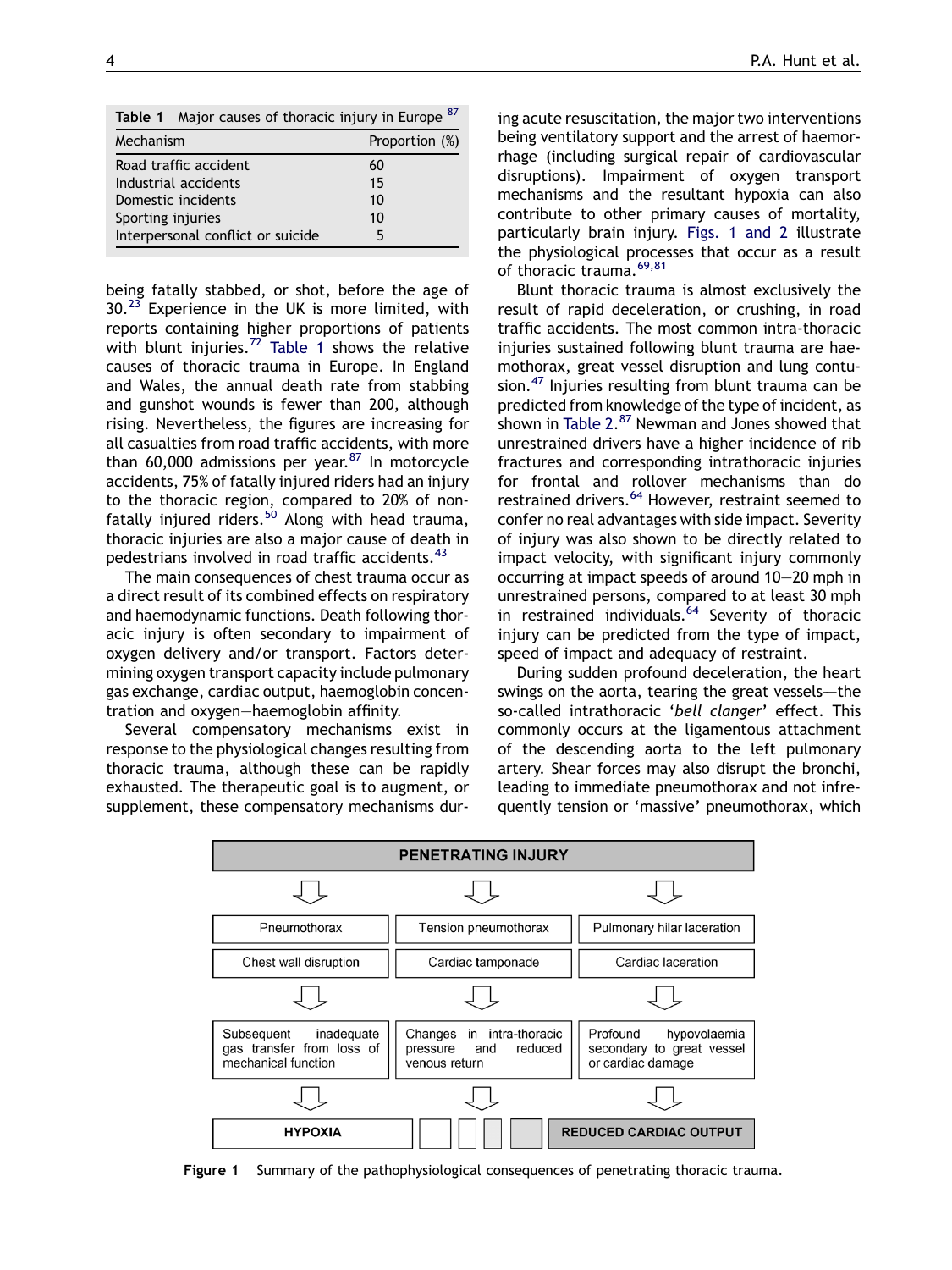**Table 1** Major causes of thoracic injury in Europe [87]

| Mechanism | Proportion (%) |
|---|---|
| Road traffic accident | 60 |
| Industrial accidents | 15 |
| Domestic incidents | 10 |
| Sporting injuries | 10 |
| Interpersonal conflict or suicide | 5 |

being fatally stabbed, or shot, before the age of 30.[23] Experience in the UK is more limited, with reports containing higher proportions of patients with blunt injuries.[72] Table 1 shows the relative causes of thoracic trauma in Europe. In England and Wales, the annual death rate from stabbing and gunshot wounds is fewer than 200, although rising. Nevertheless, the figures are increasing for all casualties from road traffic accidents, with more than 60,000 admissions per year.[87] In motorcycle accidents, 75% of fatally injured riders had an injury to the thoracic region, compared to 20% of non-fatally injured riders.[50] Along with head trauma, thoracic injuries are also a major cause of death in pedestrians involved in road traffic accidents.[43]

The main consequences of chest trauma occur as a direct result of its combined effects on respiratory and haemodynamic functions. Death following thoracic injury is often secondary to impairment of oxygen delivery and/or transport. Factors determining oxygen transport capacity include pulmonary gas exchange, cardiac output, haemoglobin concentration and oxygen–haemoglobin affinity.

Several compensatory mechanisms exist in response to the physiological changes resulting from thoracic trauma, although these can be rapidly exhausted. The therapeutic goal is to augment, or supplement, these compensatory mechanisms during acute resuscitation, the major two interventions being ventilatory support and the arrest of haemorrhage (including surgical repair of cardiovascular disruptions). Impairment of oxygen transport mechanisms and the resultant hypoxia can also contribute to other primary causes of mortality, particularly brain injury. Figs. 1 and 2 illustrate the physiological processes that occur as a result of thoracic trauma.[69,81]

Blunt thoracic trauma is almost exclusively the result of rapid deceleration, or crushing, in road traffic accidents. The most common intra-thoracic injuries sustained following blunt trauma are haemothorax, great vessel disruption and lung contusion.[47] Injuries resulting from blunt trauma can be predicted from knowledge of the type of incident, as shown in Table 2.[87] Newman and Jones showed that unrestrained drivers have a higher incidence of rib fractures and corresponding intrathoracic injuries for frontal and rollover mechanisms than do restrained drivers.[64] However, restraint seemed to confer no real advantages with side impact. Severity of injury was also shown to be directly related to impact velocity, with significant injury commonly occurring at impact speeds of around 10–20 mph in unrestrained persons, compared to at least 30 mph in restrained individuals.[64] Severity of thoracic injury can be predicted from the type of impact, speed of impact and adequacy of restraint.

During sudden profound deceleration, the heart swings on the aorta, tearing the great vessels—the so-called intrathoracic '*bell clanger*' effect. This commonly occurs at the ligamentous attachment of the descending aorta to the left pulmonary artery. Shear forces may also disrupt the bronchi, leading to immediate pneumothorax and not infrequently tension or 'massive' pneumothorax, which

**PENETRATING INJURY**

| | | |
|---|---|---|
| Pneumothorax | Tension pneumothorax | Pulmonary hilar laceration |
| Chest wall disruption | Cardiac tamponade | Cardiac laceration |
| Subsequent inadequate gas transfer from loss of mechanical function | Changes in intra-thoracic pressure and reduced venous return | Profound hypovolaemia secondary to great vessel or cardiac damage |
| **HYPOXIA** | | **REDUCED CARDIAC OUTPUT** |

**Figure 1** Summary of the pathophysiological consequences of penetrating thoracic trauma.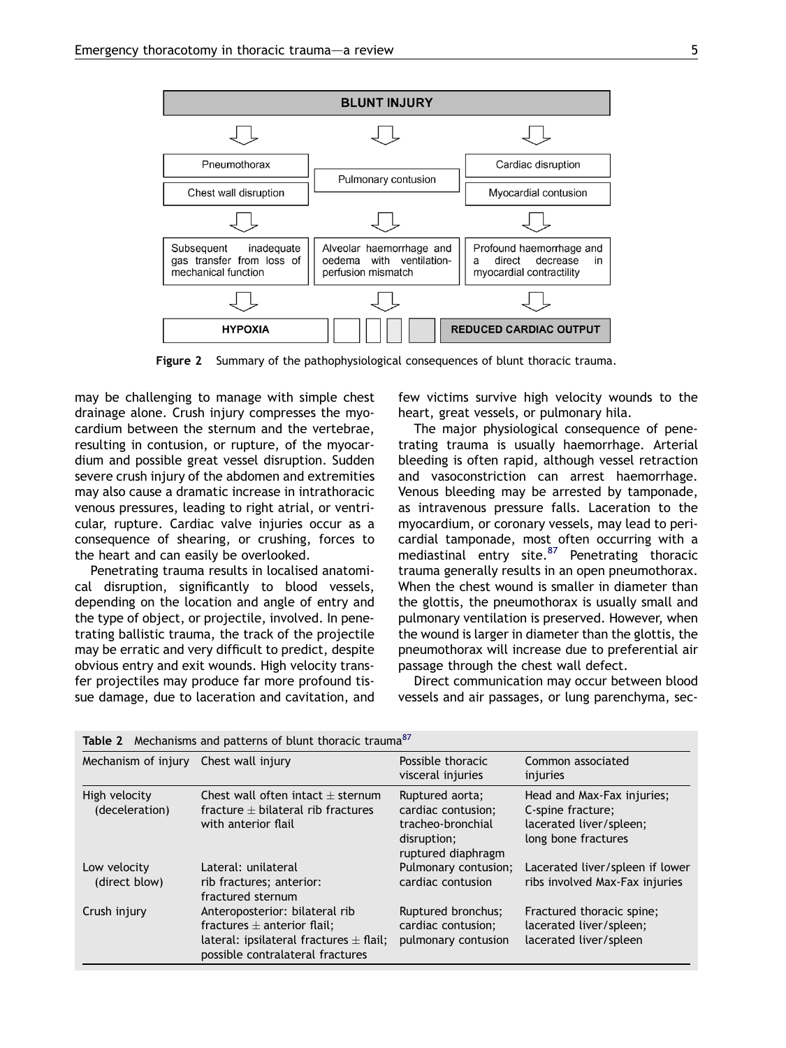**BLUNT INJURY**

| | | |
|---|---|---|
| Pneumothorax / Chest wall disruption | Pulmonary contusion | Cardiac disruption / Myocardial contusion |
| Subsequent inadequate gas transfer from loss of mechanical function | Alveolar haemorrhage and oedema with ventilation-perfusion mismatch | Profound haemorrhage and a direct decrease in myocardial contractility |
| **HYPOXIA** | | **REDUCED CARDIAC OUTPUT** |

**Figure 2** Summary of the pathophysiological consequences of blunt thoracic trauma.

may be challenging to manage with simple chest drainage alone. Crush injury compresses the myocardium between the sternum and the vertebrae, resulting in contusion, or rupture, of the myocardium and possible great vessel disruption. Sudden severe crush injury of the abdomen and extremities may also cause a dramatic increase in intrathoracic venous pressures, leading to right atrial, or ventricular, rupture. Cardiac valve injuries occur as a consequence of shearing, or crushing, forces to the heart and can easily be overlooked.

Penetrating trauma results in localised anatomical disruption, significantly to blood vessels, depending on the location and angle of entry and the type of object, or projectile, involved. In penetrating ballistic trauma, the track of the projectile may be erratic and very difficult to predict, despite obvious entry and exit wounds. High velocity transfer projectiles may produce far more profound tissue damage, due to laceration and cavitation, and few victims survive high velocity wounds to the heart, great vessels, or pulmonary hila.

The major physiological consequence of penetrating trauma is usually haemorrhage. Arterial bleeding is often rapid, although vessel retraction and vasoconstriction can arrest haemorrhage. Venous bleeding may be arrested by tamponade, as intravenous pressure falls. Laceration to the myocardium, or coronary vessels, may lead to pericardial tamponade, most often occurring with a mediastinal entry site.[87] Penetrating thoracic trauma generally results in an open pneumothorax. When the chest wound is smaller in diameter than the glottis, the pneumothorax is usually small and pulmonary ventilation is preserved. However, when the wound is larger in diameter than the glottis, the pneumothorax will increase due to preferential air passage through the chest wall defect.

Direct communication may occur between blood vessels and air passages, or lung parenchyma, sec-

**Table 2** Mechanisms and patterns of blunt thoracic trauma[87]

| Mechanism of injury | Chest wall injury | Possible thoracic visceral injuries | Common associated injuries |
|---|---|---|---|
| High velocity (deceleration) | Chest wall often intact ± sternum fracture ± bilateral rib fractures with anterior flail | Ruptured aorta; cardiac contusion; tracheo-bronchial disruption; ruptured diaphragm | Head and Max-Fax injuries; C-spine fracture; lacerated liver/spleen; long bone fractures |
| Low velocity (direct blow) | Lateral: unilateral rib fractures; anterior: fractured sternum | Pulmonary contusion; cardiac contusion | Lacerated liver/spleen if lower ribs involved Max-Fax injuries |
| Crush injury | Anteroposterior: bilateral rib fractures ± anterior flail; lateral: ipsilateral fractures ± flail; possible contralateral fractures | Ruptured bronchus; cardiac contusion; pulmonary contusion | Fractured thoracic spine; lacerated liver/spleen; lacerated liver/spleen |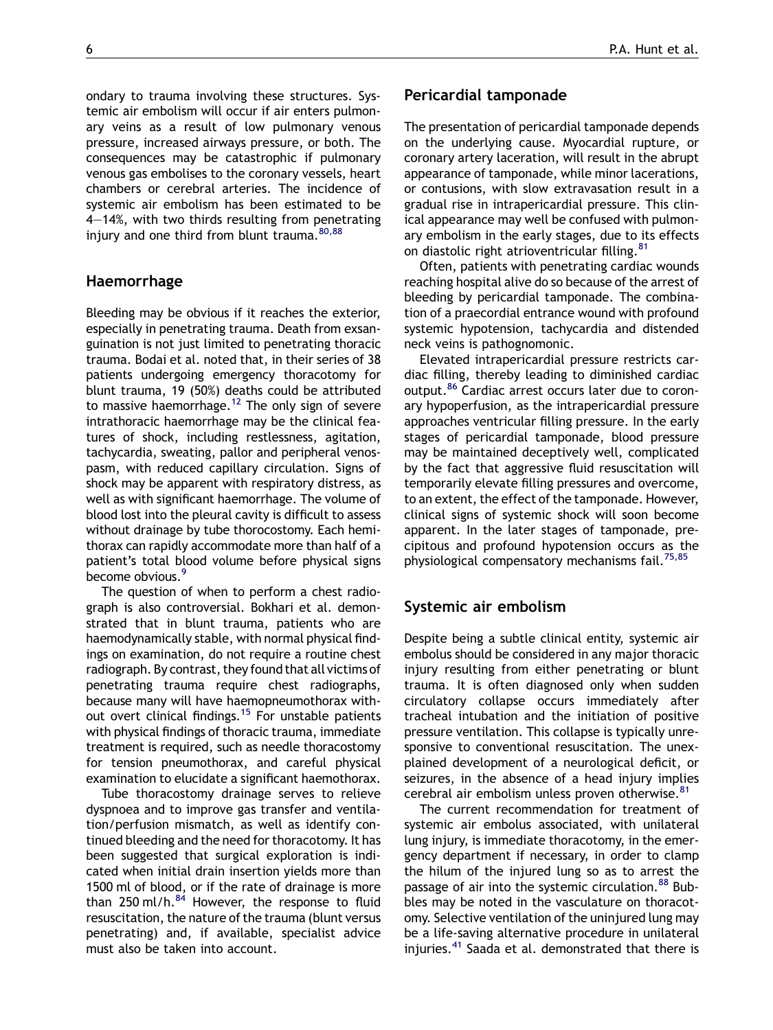ondary to trauma involving these structures. Systemic air embolism will occur if air enters pulmonary veins as a result of low pulmonary venous pressure, increased airways pressure, or both. The consequences may be catastrophic if pulmonary venous gas embolises to the coronary vessels, heart chambers or cerebral arteries. The incidence of systemic air embolism has been estimated to be 4–14%, with two thirds resulting from penetrating injury and one third from blunt trauma.[80,88]

## Haemorrhage

Bleeding may be obvious if it reaches the exterior, especially in penetrating trauma. Death from exsanguination is not just limited to penetrating thoracic trauma. Bodai et al. noted that, in their series of 38 patients undergoing emergency thoracotomy for blunt trauma, 19 (50%) deaths could be attributed to massive haemorrhage.[12] The only sign of severe intrathoracic haemorrhage may be the clinical features of shock, including restlessness, agitation, tachycardia, sweating, pallor and peripheral venospasm, with reduced capillary circulation. Signs of shock may be apparent with respiratory distress, as well as with significant haemorrhage. The volume of blood lost into the pleural cavity is difficult to assess without drainage by tube thorocostomy. Each hemithorax can rapidly accommodate more than half of a patient's total blood volume before physical signs become obvious.[9]

The question of when to perform a chest radiograph is also controversial. Bokhari et al. demonstrated that in blunt trauma, patients who are haemodynamically stable, with normal physical findings on examination, do not require a routine chest radiograph. By contrast, they found that all victims of penetrating trauma require chest radiographs, because many will have haemopneumothorax without overt clinical findings.[15] For unstable patients with physical findings of thoracic trauma, immediate treatment is required, such as needle thoracostomy for tension pneumothorax, and careful physical examination to elucidate a significant haemothorax.

Tube thoracostomy drainage serves to relieve dyspnoea and to improve gas transfer and ventilation/perfusion mismatch, as well as identify continued bleeding and the need for thoracotomy. It has been suggested that surgical exploration is indicated when initial drain insertion yields more than 1500 ml of blood, or if the rate of drainage is more than 250 ml/h.[84] However, the response to fluid resuscitation, the nature of the trauma (blunt versus penetrating) and, if available, specialist advice must also be taken into account.

## Pericardial tamponade

The presentation of pericardial tamponade depends on the underlying cause. Myocardial rupture, or coronary artery laceration, will result in the abrupt appearance of tamponade, while minor lacerations, or contusions, with slow extravasation result in a gradual rise in intrapericardial pressure. This clinical appearance may well be confused with pulmonary embolism in the early stages, due to its effects on diastolic right atrioventricular filling.[81]

Often, patients with penetrating cardiac wounds reaching hospital alive do so because of the arrest of bleeding by pericardial tamponade. The combination of a praecordial entrance wound with profound systemic hypotension, tachycardia and distended neck veins is pathognomonic.

Elevated intrapericardial pressure restricts cardiac filling, thereby leading to diminished cardiac output.[86] Cardiac arrest occurs later due to coronary hypoperfusion, as the intrapericardial pressure approaches ventricular filling pressure. In the early stages of pericardial tamponade, blood pressure may be maintained deceptively well, complicated by the fact that aggressive fluid resuscitation will temporarily elevate filling pressures and overcome, to an extent, the effect of the tamponade. However, clinical signs of systemic shock will soon become apparent. In the later stages of tamponade, precipitous and profound hypotension occurs as the physiological compensatory mechanisms fail.[75,85]

## Systemic air embolism

Despite being a subtle clinical entity, systemic air embolus should be considered in any major thoracic injury resulting from either penetrating or blunt trauma. It is often diagnosed only when sudden circulatory collapse occurs immediately after tracheal intubation and the initiation of positive pressure ventilation. This collapse is typically unresponsive to conventional resuscitation. The unexplained development of a neurological deficit, or seizures, in the absence of a head injury implies cerebral air embolism unless proven otherwise.[81]

The current recommendation for treatment of systemic air embolus associated, with unilateral lung injury, is immediate thoracotomy, in the emergency department if necessary, in order to clamp the hilum of the injured lung so as to arrest the passage of air into the systemic circulation.[88] Bubbles may be noted in the vasculature on thoracotomy. Selective ventilation of the uninjured lung may be a life-saving alternative procedure in unilateral injuries.[41] Saada et al. demonstrated that there is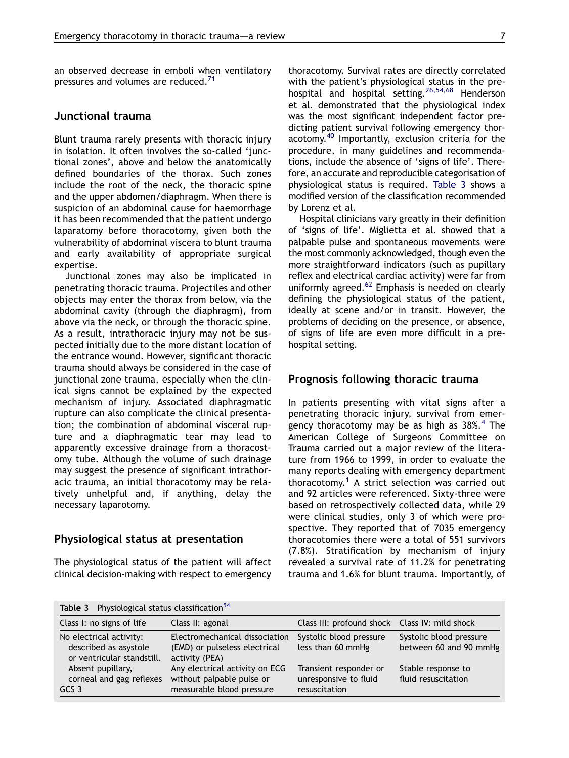an observed decrease in emboli when ventilatory pressures and volumes are reduced.[71]

## Junctional trauma

Blunt trauma rarely presents with thoracic injury in isolation. It often involves the so-called 'junctional zones', above and below the anatomically defined boundaries of the thorax. Such zones include the root of the neck, the thoracic spine and the upper abdomen/diaphragm. When there is suspicion of an abdominal cause for haemorrhage it has been recommended that the patient undergo laparatomy before thoracotomy, given both the vulnerability of abdominal viscera to blunt trauma and early availability of appropriate surgical expertise.

Junctional zones may also be implicated in penetrating thoracic trauma. Projectiles and other objects may enter the thorax from below, via the abdominal cavity (through the diaphragm), from above via the neck, or through the thoracic spine. As a result, intrathoracic injury may not be suspected initially due to the more distant location of the entrance wound. However, significant thoracic trauma should always be considered in the case of junctional zone trauma, especially when the clinical signs cannot be explained by the expected mechanism of injury. Associated diaphragmatic rupture can also complicate the clinical presentation; the combination of abdominal visceral rupture and a diaphragmatic tear may lead to apparently excessive drainage from a thoracostomy tube. Although the volume of such drainage may suggest the presence of significant intrathoracic trauma, an initial thoracotomy may be relatively unhelpful and, if anything, delay the necessary laparotomy.

## Physiological status at presentation

The physiological status of the patient will affect clinical decision-making with respect to emergency thoracotomy. Survival rates are directly correlated with the patient's physiological status in the prehospital and hospital setting.[26,54,68] Henderson et al. demonstrated that the physiological index was the most significant independent factor predicting patient survival following emergency thoracotomy.[40] Importantly, exclusion criteria for the procedure, in many guidelines and recommendations, include the absence of 'signs of life'. Therefore, an accurate and reproducible categorisation of physiological status is required. Table 3 shows a modified version of the classification recommended by Lorenz et al.

Hospital clinicians vary greatly in their definition of 'signs of life'. Miglietta et al. showed that a palpable pulse and spontaneous movements were the most commonly acknowledged, though even the more straightforward indicators (such as pupillary reflex and electrical cardiac activity) were far from uniformly agreed.[62] Emphasis is needed on clearly defining the physiological status of the patient, ideally at scene and/or in transit. However, the problems of deciding on the presence, or absence, of signs of life are even more difficult in a prehospital setting.

## Prognosis following thoracic trauma

In patients presenting with vital signs after a penetrating thoracic injury, survival from emergency thoracotomy may be as high as 38%.[4] The American College of Surgeons Committee on Trauma carried out a major review of the literature from 1966 to 1999, in order to evaluate the many reports dealing with emergency department thoracotomy.[1] A strict selection was carried out and 92 articles were referenced. Sixty-three were based on retrospectively collected data, while 29 were clinical studies, only 3 of which were prospective. They reported that of 7035 emergency thoracotomies there were a total of 551 survivors (7.8%). Stratification by mechanism of injury revealed a survival rate of 11.2% for penetrating trauma and 1.6% for blunt trauma. Importantly, of

**Table 3** Physiological status classification[54]

| Class I: no signs of life | Class II: agonal | Class III: profound shock | Class IV: mild shock |
|---|---|---|---|
| No electrical activity: described as asystole or ventricular standstill. | Electromechanical dissociation (EMD) or pulseless electrical activity (PEA) | Systolic blood pressure less than 60 mmHg | Systolic blood pressure between 60 and 90 mmHg |
| Absent pupillary, corneal and gag reflexes | Any electrical activity on ECG without palpable pulse or measurable blood pressure | Transient responder or unresponsive to fluid resuscitation | Stable response to fluid resuscitation |
| GCS 3 | | | |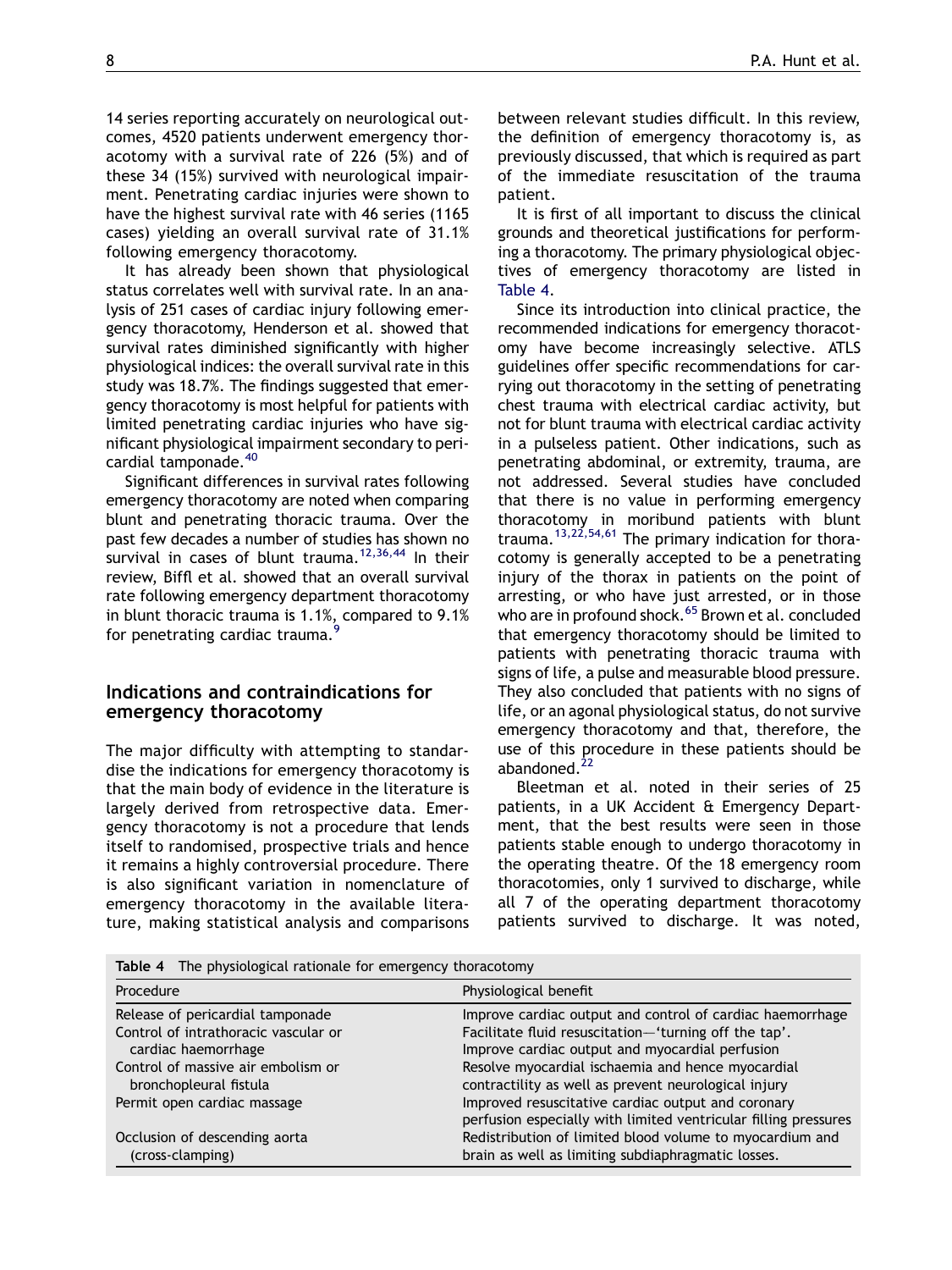14 series reporting accurately on neurological outcomes, 4520 patients underwent emergency thoracotomy with a survival rate of 226 (5%) and of these 34 (15%) survived with neurological impairment. Penetrating cardiac injuries were shown to have the highest survival rate with 46 series (1165 cases) yielding an overall survival rate of 31.1% following emergency thoracotomy.

It has already been shown that physiological status correlates well with survival rate. In an analysis of 251 cases of cardiac injury following emergency thoracotomy, Henderson et al. showed that survival rates diminished significantly with higher physiological indices: the overall survival rate in this study was 18.7%. The findings suggested that emergency thoracotomy is most helpful for patients with limited penetrating cardiac injuries who have significant physiological impairment secondary to pericardial tamponade.[40]

Significant differences in survival rates following emergency thoracotomy are noted when comparing blunt and penetrating thoracic trauma. Over the past few decades a number of studies has shown no survival in cases of blunt trauma.[12,36,44] In their review, Biffl et al. showed that an overall survival rate following emergency department thoracotomy in blunt thoracic trauma is 1.1%, compared to 9.1% for penetrating cardiac trauma.[9]

## Indications and contraindications for emergency thoracotomy

The major difficulty with attempting to standardise the indications for emergency thoracotomy is that the main body of evidence in the literature is largely derived from retrospective data. Emergency thoracotomy is not a procedure that lends itself to randomised, prospective trials and hence it remains a highly controversial procedure. There is also significant variation in nomenclature of emergency thoracotomy in the available literature, making statistical analysis and comparisons between relevant studies difficult. In this review, the definition of emergency thoracotomy is, as previously discussed, that which is required as part of the immediate resuscitation of the trauma patient.

It is first of all important to discuss the clinical grounds and theoretical justifications for performing a thoracotomy. The primary physiological objectives of emergency thoracotomy are listed in Table 4.

Since its introduction into clinical practice, the recommended indications for emergency thoracotomy have become increasingly selective. ATLS guidelines offer specific recommendations for carrying out thoracotomy in the setting of penetrating chest trauma with electrical cardiac activity, but not for blunt trauma with electrical cardiac activity in a pulseless patient. Other indications, such as penetrating abdominal, or extremity, trauma, are not addressed. Several studies have concluded that there is no value in performing emergency thoracotomy in moribund patients with blunt trauma.[13,22,54,61] The primary indication for thoracotomy is generally accepted to be a penetrating injury of the thorax in patients on the point of arresting, or who have just arrested, or in those who are in profound shock.[65] Brown et al. concluded that emergency thoracotomy should be limited to patients with penetrating thoracic trauma with signs of life, a pulse and measurable blood pressure. They also concluded that patients with no signs of life, or an agonal physiological status, do not survive emergency thoracotomy and that, therefore, the use of this procedure in these patients should be abandoned.[22]

Bleetman et al. noted in their series of 25 patients, in a UK Accident & Emergency Department, that the best results were seen in those patients stable enough to undergo thoracotomy in the operating theatre. Of the 18 emergency room thoracotomies, only 1 survived to discharge, while all 7 of the operating department thoracotomy patients survived to discharge. It was noted,

**Table 4** The physiological rationale for emergency thoracotomy

| Procedure | Physiological benefit |
|---|---|
| Release of pericardial tamponade | Improve cardiac output and control of cardiac haemorrhage |
| Control of intrathoracic vascular or cardiac haemorrhage | Facilitate fluid resuscitation—'turning off the tap'. Improve cardiac output and myocardial perfusion |
| Control of massive air embolism or bronchopleural fistula | Resolve myocardial ischaemia and hence myocardial contractility as well as prevent neurological injury |
| Permit open cardiac massage | Improved resuscitative cardiac output and coronary perfusion especially with limited ventricular filling pressures |
| Occlusion of descending aorta (cross-clamping) | Redistribution of limited blood volume to myocardium and brain as well as limiting subdiaphragmatic losses. |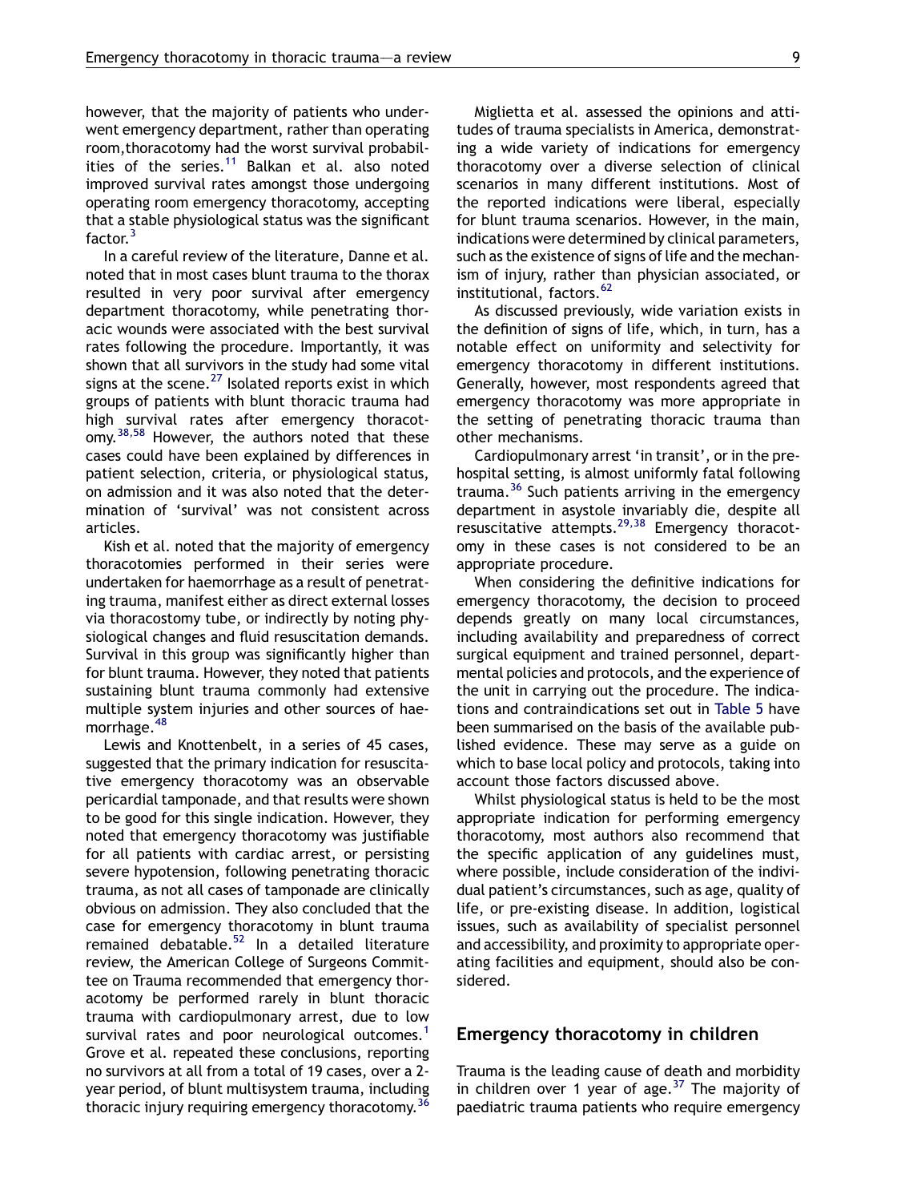however, that the majority of patients who underwent emergency department, rather than operating room,thoracotomy had the worst survival probabilities of the series.[11] Balkan et al. also noted improved survival rates amongst those undergoing operating room emergency thoracotomy, accepting that a stable physiological status was the significant factor.[3]

In a careful review of the literature, Danne et al. noted that in most cases blunt trauma to the thorax resulted in very poor survival after emergency department thoracotomy, while penetrating thoracic wounds were associated with the best survival rates following the procedure. Importantly, it was shown that all survivors in the study had some vital signs at the scene.[27] Isolated reports exist in which groups of patients with blunt thoracic trauma had high survival rates after emergency thoracotomy.[38,58] However, the authors noted that these cases could have been explained by differences in patient selection, criteria, or physiological status, on admission and it was also noted that the determination of 'survival' was not consistent across articles.

Kish et al. noted that the majority of emergency thoracotomies performed in their series were undertaken for haemorrhage as a result of penetrating trauma, manifest either as direct external losses via thoracostomy tube, or indirectly by noting physiological changes and fluid resuscitation demands. Survival in this group was significantly higher than for blunt trauma. However, they noted that patients sustaining blunt trauma commonly had extensive multiple system injuries and other sources of haemorrhage.[48]

Lewis and Knottenbelt, in a series of 45 cases, suggested that the primary indication for resuscitative emergency thoracotomy was an observable pericardial tamponade, and that results were shown to be good for this single indication. However, they noted that emergency thoracotomy was justifiable for all patients with cardiac arrest, or persisting severe hypotension, following penetrating thoracic trauma, as not all cases of tamponade are clinically obvious on admission. They also concluded that the case for emergency thoracotomy in blunt trauma remained debatable.[52] In a detailed literature review, the American College of Surgeons Committee on Trauma recommended that emergency thoracotomy be performed rarely in blunt thoracic trauma with cardiopulmonary arrest, due to low survival rates and poor neurological outcomes.[1] Grove et al. repeated these conclusions, reporting no survivors at all from a total of 19 cases, over a 2-year period, of blunt multisystem trauma, including thoracic injury requiring emergency thoracotomy.[36]

Miglietta et al. assessed the opinions and attitudes of trauma specialists in America, demonstrating a wide variety of indications for emergency thoracotomy over a diverse selection of clinical scenarios in many different institutions. Most of the reported indications were liberal, especially for blunt trauma scenarios. However, in the main, indications were determined by clinical parameters, such as the existence of signs of life and the mechanism of injury, rather than physician associated, or institutional, factors.[62]

As discussed previously, wide variation exists in the definition of signs of life, which, in turn, has a notable effect on uniformity and selectivity for emergency thoracotomy in different institutions. Generally, however, most respondents agreed that emergency thoracotomy was more appropriate in the setting of penetrating thoracic trauma than other mechanisms.

Cardiopulmonary arrest 'in transit', or in the prehospital setting, is almost uniformly fatal following trauma.[36] Such patients arriving in the emergency department in asystole invariably die, despite all resuscitative attempts.[29,38] Emergency thoracotomy in these cases is not considered to be an appropriate procedure.

When considering the definitive indications for emergency thoracotomy, the decision to proceed depends greatly on many local circumstances, including availability and preparedness of correct surgical equipment and trained personnel, departmental policies and protocols, and the experience of the unit in carrying out the procedure. The indications and contraindications set out in Table 5 have been summarised on the basis of the available published evidence. These may serve as a guide on which to base local policy and protocols, taking into account those factors discussed above.

Whilst physiological status is held to be the most appropriate indication for performing emergency thoracotomy, most authors also recommend that the specific application of any guidelines must, where possible, include consideration of the individual patient's circumstances, such as age, quality of life, or pre-existing disease. In addition, logistical issues, such as availability of specialist personnel and accessibility, and proximity to appropriate operating facilities and equipment, should also be considered.

## Emergency thoracotomy in children

Trauma is the leading cause of death and morbidity in children over 1 year of age.[37] The majority of paediatric trauma patients who require emergency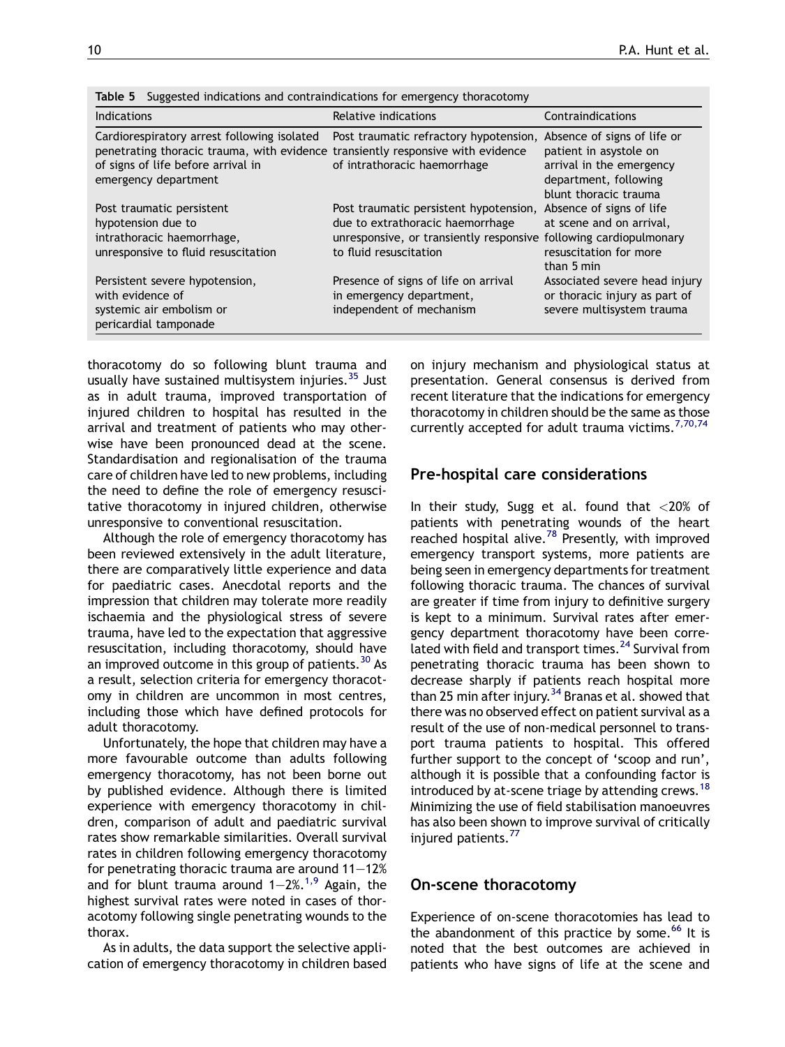**Table 5** Suggested indications and contraindications for emergency thoracotomy

| Indications | Relative indications | Contraindications |
|---|---|---|
| Cardiorespiratory arrest following isolated penetrating thoracic trauma, with evidence of signs of life before arrival in emergency department | Post traumatic refractory hypotension, transiently responsive with evidence of intrathoracic haemorrhage | Absence of signs of life or patient in asystole on arrival in the emergency department, following blunt thoracic trauma |
| Post traumatic persistent hypotension due to intrathoracic haemorrhage, unresponsive to fluid resuscitation | Post traumatic persistent hypotension, due to extrathoracic haemorrhage unresponsive, or transiently responsive to fluid resuscitation | Absence of signs of life at scene and on arrival, following cardiopulmonary resuscitation for more than 5 min |
| Persistent severe hypotension, with evidence of systemic air embolism or pericardial tamponade | Presence of signs of life on arrival in emergency department, independent of mechanism | Associated severe head injury or thoracic injury as part of severe multisystem trauma |

thoracotomy do so following blunt trauma and usually have sustained multisystem injuries.[35] Just as in adult trauma, improved transportation of injured children to hospital has resulted in the arrival and treatment of patients who may otherwise have been pronounced dead at the scene. Standardisation and regionalisation of the trauma care of children have led to new problems, including the need to define the role of emergency resuscitative thoracotomy in injured children, otherwise unresponsive to conventional resuscitation.

Although the role of emergency thoracotomy has been reviewed extensively in the adult literature, there are comparatively little experience and data for paediatric cases. Anecdotal reports and the impression that children may tolerate more readily ischaemia and the physiological stress of severe trauma, have led to the expectation that aggressive resuscitation, including thoracotomy, should have an improved outcome in this group of patients.[30] As a result, selection criteria for emergency thoracotomy in children are uncommon in most centres, including those which have defined protocols for adult thoracotomy.

Unfortunately, the hope that children may have a more favourable outcome than adults following emergency thoracotomy, has not been borne out by published evidence. Although there is limited experience with emergency thoracotomy in children, comparison of adult and paediatric survival rates show remarkable similarities. Overall survival rates in children following emergency thoracotomy for penetrating thoracic trauma are around 11–12% and for blunt trauma around 1–2%.[1,9] Again, the highest survival rates were noted in cases of thoracotomy following single penetrating wounds to the thorax.

As in adults, the data support the selective application of emergency thoracotomy in children based on injury mechanism and physiological status at presentation. General consensus is derived from recent literature that the indications for emergency thoracotomy in children should be the same as those currently accepted for adult trauma victims.[7,70,74]

## Pre-hospital care considerations

In their study, Sugg et al. found that <20% of patients with penetrating wounds of the heart reached hospital alive.[78] Presently, with improved emergency transport systems, more patients are being seen in emergency departments for treatment following thoracic trauma. The chances of survival are greater if time from injury to definitive surgery is kept to a minimum. Survival rates after emergency department thoracotomy have been correlated with field and transport times.[24] Survival from penetrating thoracic trauma has been shown to decrease sharply if patients reach hospital more than 25 min after injury.[34] Branas et al. showed that there was no observed effect on patient survival as a result of the use of non-medical personnel to transport trauma patients to hospital. This offered further support to the concept of 'scoop and run', although it is possible that a confounding factor is introduced by at-scene triage by attending crews.[18] Minimizing the use of field stabilisation manoeuvres has also been shown to improve survival of critically injured patients.[77]

## On-scene thoracotomy

Experience of on-scene thoracotomies has lead to the abandonment of this practice by some.[66] It is noted that the best outcomes are achieved in patients who have signs of life at the scene and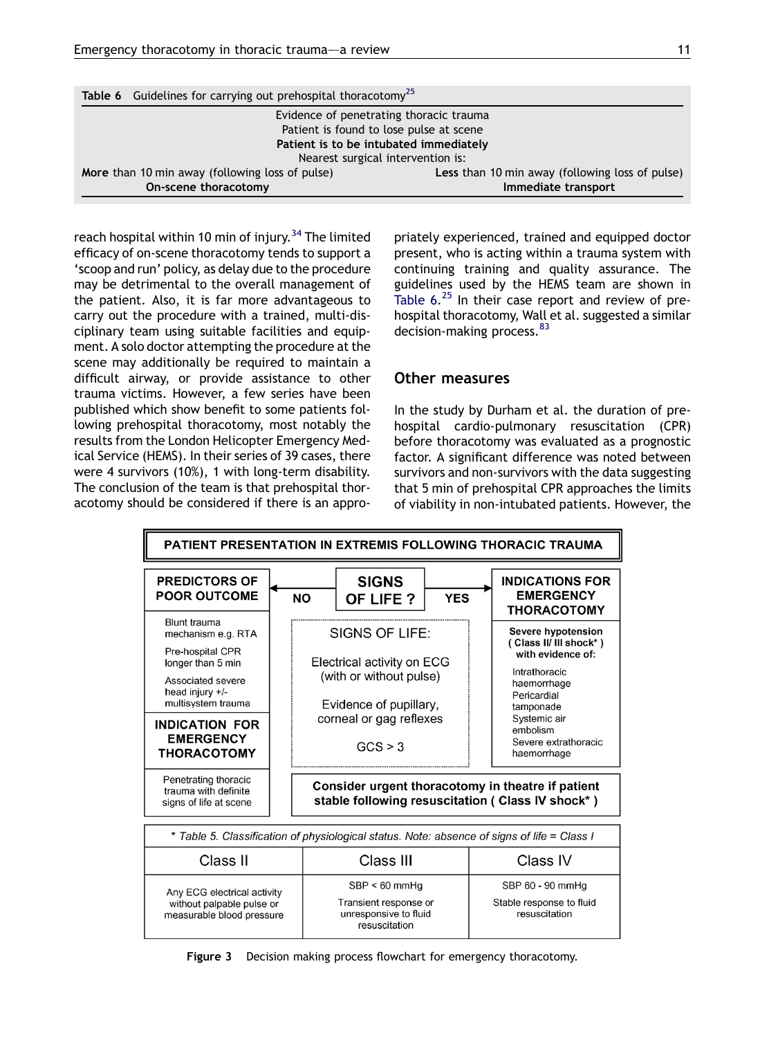**Table 6** Guidelines for carrying out prehospital thoracotomy[25]

| | |
|---|---|
| Evidence of penetrating thoracic trauma | |
| Patient is found to lose pulse at scene | |
| **Patient is to be intubated immediately** | |
| Nearest surgical intervention is: | |
| **More** than 10 min away (following loss of pulse) | **Less** than 10 min away (following loss of pulse) |
| **On-scene thoracotomy** | **Immediate transport** |

reach hospital within 10 min of injury.[34] The limited efficacy of on-scene thoracotomy tends to support a 'scoop and run' policy, as delay due to the procedure may be detrimental to the overall management of the patient. Also, it is far more advantageous to carry out the procedure with a trained, multi-disciplinary team using suitable facilities and equipment. A solo doctor attempting the procedure at the scene may additionally be required to maintain a difficult airway, or provide assistance to other trauma victims. However, a few series have been published which show benefit to some patients following prehospital thoracotomy, most notably the results from the London Helicopter Emergency Medical Service (HEMS). In their series of 39 cases, there were 4 survivors (10%), 1 with long-term disability. The conclusion of the team is that prehospital thoracotomy should be considered if there is an appropriately experienced, trained and equipped doctor present, who is acting within a trauma system with continuing training and quality assurance. The guidelines used by the HEMS team are shown in Table 6.[25] In their case report and review of prehospital thoracotomy, Wall et al. suggested a similar decision-making process.[83]

## Other measures

In the study by Durham et al. the duration of prehospital cardio-pulmonary resuscitation (CPR) before thoracotomy was evaluated as a prognostic factor. A significant difference was noted between survivors and non-survivors with the data suggesting that 5 min of prehospital CPR approaches the limits of viability in non-intubated patients. However, the

**PATIENT PRESENTATION IN EXTREMIS FOLLOWING THORACIC TRAUMA**

**SIGNS OF LIFE ?** — NO → **PREDICTORS OF POOR OUTCOME**; YES → **INDICATIONS FOR EMERGENCY THORACOTOMY**

**PREDICTORS OF POOR OUTCOME**
- Blunt trauma mechanism e.g. RTA
- Pre-hospital CPR longer than 5 min
- Associated severe head injury +/- multisystem trauma

**INDICATION FOR EMERGENCY THORACOTOMY**
- Penetrating thoracic trauma with definite signs of life at scene

**SIGNS OF LIFE:**
- Electrical activity on ECG (with or without pulse)
- Evidence of pupillary, corneal or gag reflexes
- GCS > 3

**INDICATIONS FOR EMERGENCY THORACOTOMY**

**Severe hypotension (Class II/ III shock*) with evidence of:**
- Intrathoracic haemorrhage
- Pericardial tamponade
- Systemic air embolism
- Severe extrathoracic haemorrhage

**Consider urgent thoracotomy in theatre if patient stable following resuscitation ( Class IV shock* )**

*\* Table 5. Classification of physiological status. Note: absence of signs of life = Class I*

| Class II | Class III | Class IV |
|---|---|---|
| Any ECG electrical activity without palpable pulse or measurable blood pressure | SBP < 60 mmHg<br>Transient response or unresponsive to fluid resuscitation | SBP 60 - 90 mmHg<br>Stable response to fluid resuscitation |

**Figure 3** Decision making process flowchart for emergency thoracotomy.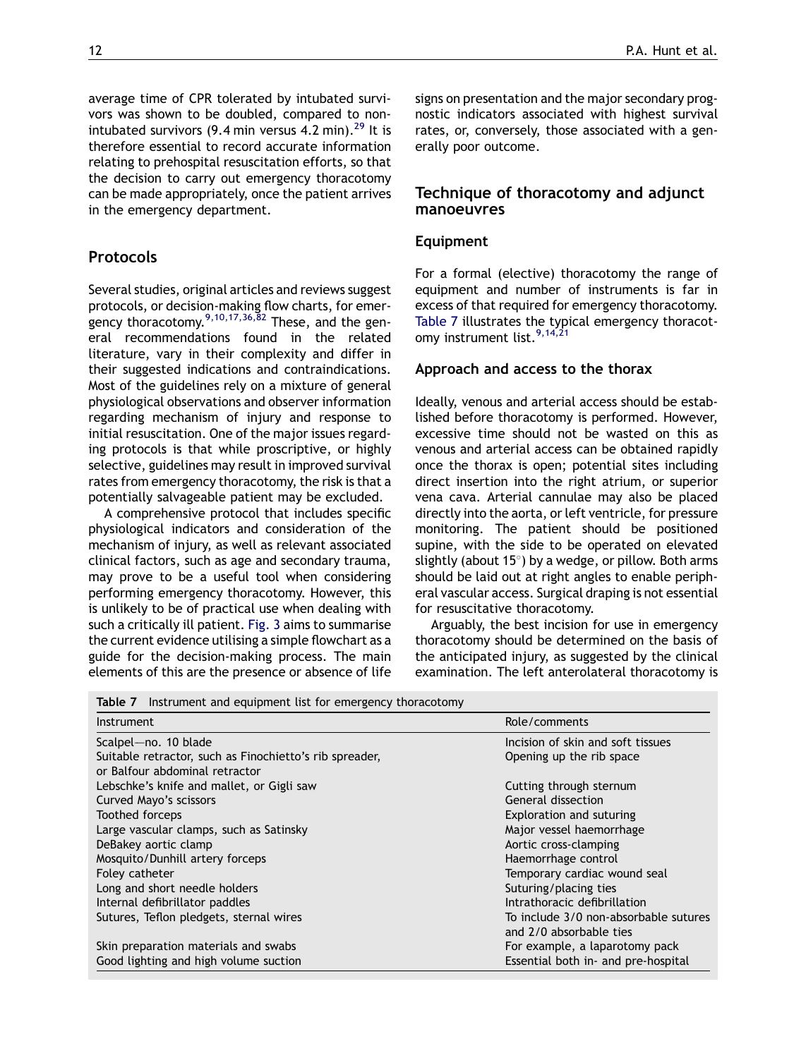average time of CPR tolerated by intubated survivors was shown to be doubled, compared to non-intubated survivors (9.4 min versus 4.2 min).[29] It is therefore essential to record accurate information relating to prehospital resuscitation efforts, so that the decision to carry out emergency thoracotomy can be made appropriately, once the patient arrives in the emergency department.

## Protocols

Several studies, original articles and reviews suggest protocols, or decision-making flow charts, for emergency thoracotomy.[9,10,17,36,82] These, and the general recommendations found in the related literature, vary in their complexity and differ in their suggested indications and contraindications. Most of the guidelines rely on a mixture of general physiological observations and observer information regarding mechanism of injury and response to initial resuscitation. One of the major issues regarding protocols is that while proscriptive, or highly selective, guidelines may result in improved survival rates from emergency thoracotomy, the risk is that a potentially salvageable patient may be excluded.

A comprehensive protocol that includes specific physiological indicators and consideration of the mechanism of injury, as well as relevant associated clinical factors, such as age and secondary trauma, may prove to be a useful tool when considering performing emergency thoracotomy. However, this is unlikely to be of practical use when dealing with such a critically ill patient. Fig. 3 aims to summarise the current evidence utilising a simple flowchart as a guide for the decision-making process. The main elements of this are the presence or absence of life signs on presentation and the major secondary prognostic indicators associated with highest survival rates, or, conversely, those associated with a generally poor outcome.

## Technique of thoracotomy and adjunct manoeuvres

### Equipment

For a formal (elective) thoracotomy the range of equipment and number of instruments is far in excess of that required for emergency thoracotomy. Table 7 illustrates the typical emergency thoracotomy instrument list.[9,14,21]

### Approach and access to the thorax

Ideally, venous and arterial access should be established before thoracotomy is performed. However, excessive time should not be wasted on this as venous and arterial access can be obtained rapidly once the thorax is open; potential sites including direct insertion into the right atrium, or superior vena cava. Arterial cannulae may also be placed directly into the aorta, or left ventricle, for pressure monitoring. The patient should be positioned supine, with the side to be operated on elevated slightly (about 15°) by a wedge, or pillow. Both arms should be laid out at right angles to enable peripheral vascular access. Surgical draping is not essential for resuscitative thoracotomy.

Arguably, the best incision for use in emergency thoracotomy should be determined on the basis of the anticipated injury, as suggested by the clinical examination. The left anterolateral thoracotomy is

**Table 7** Instrument and equipment list for emergency thoracotomy

| Instrument | Role/comments |
|---|---|
| Scalpel—no. 10 blade | Incision of skin and soft tissues |
| Suitable retractor, such as Finochietto's rib spreader, or Balfour abdominal retractor | Opening up the rib space |
| Lebschke's knife and mallet, or Gigli saw | Cutting through sternum |
| Curved Mayo's scissors | General dissection |
| Toothed forceps | Exploration and suturing |
| Large vascular clamps, such as Satinsky | Major vessel haemorrhage |
| DeBakey aortic clamp | Aortic cross-clamping |
| Mosquito/Dunhill artery forceps | Haemorrhage control |
| Foley catheter | Temporary cardiac wound seal |
| Long and short needle holders | Suturing/placing ties |
| Internal defibrillator paddles | Intrathoracic defibrillation |
| Sutures, Teflon pledgets, sternal wires | To include 3/0 non-absorbable sutures and 2/0 absorbable ties |
| Skin preparation materials and swabs | For example, a laparotomy pack |
| Good lighting and high volume suction | Essential both in- and pre-hospital |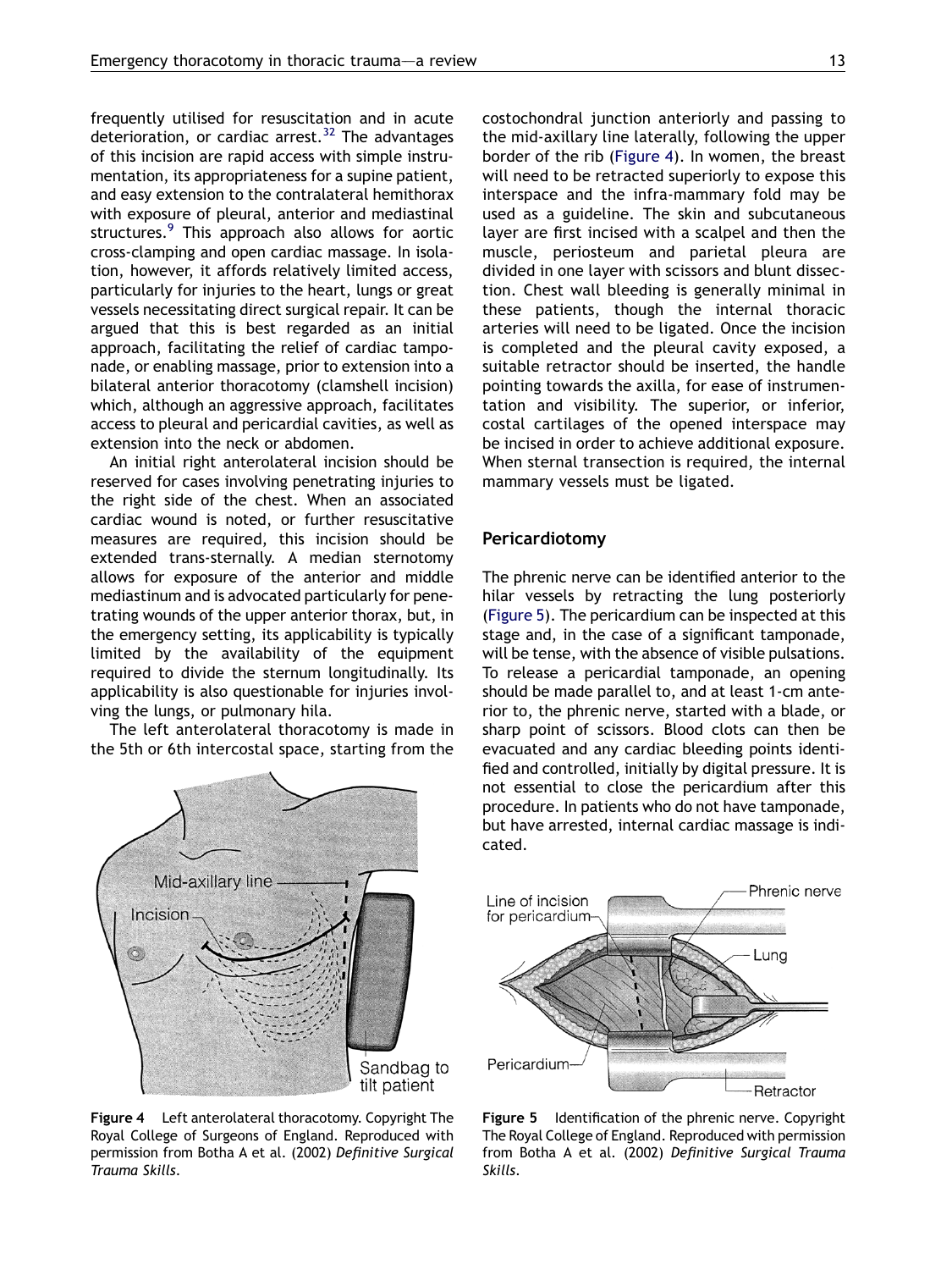frequently utilised for resuscitation and in acute deterioration, or cardiac arrest.[32] The advantages of this incision are rapid access with simple instrumentation, its appropriateness for a supine patient, and easy extension to the contralateral hemithorax with exposure of pleural, anterior and mediastinal structures.[9] This approach also allows for aortic cross-clamping and open cardiac massage. In isolation, however, it affords relatively limited access, particularly for injuries to the heart, lungs or great vessels necessitating direct surgical repair. It can be argued that this is best regarded as an initial approach, facilitating the relief of cardiac tamponade, or enabling massage, prior to extension into a bilateral anterior thoracotomy (clamshell incision) which, although an aggressive approach, facilitates access to pleural and pericardial cavities, as well as extension into the neck or abdomen.

An initial right anterolateral incision should be reserved for cases involving penetrating injuries to the right side of the chest. When an associated cardiac wound is noted, or further resuscitative measures are required, this incision should be extended trans-sternally. A median sternotomy allows for exposure of the anterior and middle mediastinum and is advocated particularly for penetrating wounds of the upper anterior thorax, but, in the emergency setting, its applicability is typically limited by the availability of the equipment required to divide the sternum longitudinally. Its applicability is also questionable for injuries involving the lungs, or pulmonary hila.

The left anterolateral thoracotomy is made in the 5th or 6th intercostal space, starting from the costochondral junction anteriorly and passing to the mid-axillary line laterally, following the upper border of the rib (Figure 4). In women, the breast will need to be retracted superiorly to expose this interspace and the infra-mammary fold may be used as a guideline. The skin and subcutaneous layer are first incised with a scalpel and then the muscle, periosteum and parietal pleura are divided in one layer with scissors and blunt dissection. Chest wall bleeding is generally minimal in these patients, though the internal thoracic arteries will need to be ligated. Once the incision is completed and the pleural cavity exposed, a suitable retractor should be inserted, the handle pointing towards the axilla, for ease of instrumentation and visibility. The superior, or inferior, costal cartilages of the opened interspace may be incised in order to achieve additional exposure. When sternal transection is required, the internal mammary vessels must be ligated.

**Figure 4** Left anterolateral thoracotomy. Copyright The Royal College of Surgeons of England. Reproduced with permission from Botha A et al. (2002) *Definitive Surgical Trauma Skills*.

## Pericardiotomy

The phrenic nerve can be identified anterior to the hilar vessels by retracting the lung posteriorly (Figure 5). The pericardium can be inspected at this stage and, in the case of a significant tamponade, will be tense, with the absence of visible pulsations. To release a pericardial tamponade, an opening should be made parallel to, and at least 1-cm anterior to, the phrenic nerve, started with a blade, or sharp point of scissors. Blood clots can then be evacuated and any cardiac bleeding points identified and controlled, initially by digital pressure. It is not essential to close the pericardium after this procedure. In patients who do not have tamponade, but have arrested, internal cardiac massage is indicated.

**Figure 5** Identification of the phrenic nerve. Copyright The Royal College of England. Reproduced with permission from Botha A et al. (2002) *Definitive Surgical Trauma Skills*.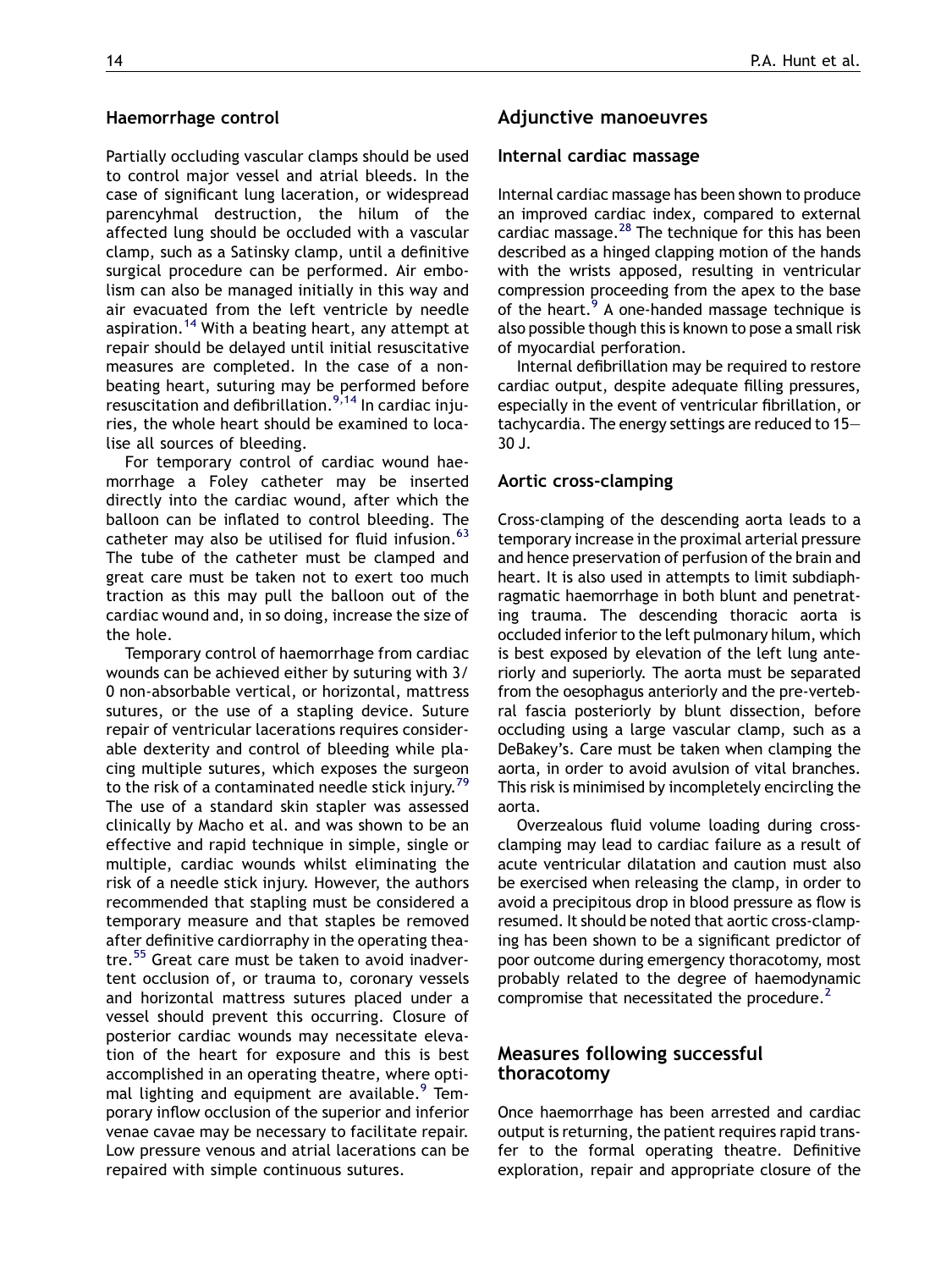### Haemorrhage control

Partially occluding vascular clamps should be used to control major vessel and atrial bleeds. In the case of significant lung laceration, or widespread parencyhmal destruction, the hilum of the affected lung should be occluded with a vascular clamp, such as a Satinsky clamp, until a definitive surgical procedure can be performed. Air embolism can also be managed initially in this way and air evacuated from the left ventricle by needle aspiration.[14] With a beating heart, any attempt at repair should be delayed until initial resuscitative measures are completed. In the case of a non-beating heart, suturing may be performed before resuscitation and defibrillation.[9,14] In cardiac injuries, the whole heart should be examined to localise all sources of bleeding.

For temporary control of cardiac wound haemorrhage a Foley catheter may be inserted directly into the cardiac wound, after which the balloon can be inflated to control bleeding. The catheter may also be utilised for fluid infusion.[63] The tube of the catheter must be clamped and great care must be taken not to exert too much traction as this may pull the balloon out of the cardiac wound and, in so doing, increase the size of the hole.

Temporary control of haemorrhage from cardiac wounds can be achieved either by suturing with 3/0 non-absorbable vertical, or horizontal, mattress sutures, or the use of a stapling device. Suture repair of ventricular lacerations requires considerable dexterity and control of bleeding while placing multiple sutures, which exposes the surgeon to the risk of a contaminated needle stick injury.[79] The use of a standard skin stapler was assessed clinically by Macho et al. and was shown to be an effective and rapid technique in simple, single or multiple, cardiac wounds whilst eliminating the risk of a needle stick injury. However, the authors recommended that stapling must be considered a temporary measure and that staples be removed after definitive cardiorraphy in the operating theatre.[55] Great care must be taken to avoid inadvertent occlusion of, or trauma to, coronary vessels and horizontal mattress sutures placed under a vessel should prevent this occurring. Closure of posterior cardiac wounds may necessitate elevation of the heart for exposure and this is best accomplished in an operating theatre, where optimal lighting and equipment are available.[9] Temporary inflow occlusion of the superior and inferior venae cavae may be necessary to facilitate repair. Low pressure venous and atrial lacerations can be repaired with simple continuous sutures.

## Adjunctive manoeuvres

### Internal cardiac massage

Internal cardiac massage has been shown to produce an improved cardiac index, compared to external cardiac massage.[28] The technique for this has been described as a hinged clapping motion of the hands with the wrists apposed, resulting in ventricular compression proceeding from the apex to the base of the heart.[9] A one-handed massage technique is also possible though this is known to pose a small risk of myocardial perforation.

Internal defibrillation may be required to restore cardiac output, despite adequate filling pressures, especially in the event of ventricular fibrillation, or tachycardia. The energy settings are reduced to 15–30 J.

### Aortic cross-clamping

Cross-clamping of the descending aorta leads to a temporary increase in the proximal arterial pressure and hence preservation of perfusion of the brain and heart. It is also used in attempts to limit subdiaphragmatic haemorrhage in both blunt and penetrating trauma. The descending thoracic aorta is occluded inferior to the left pulmonary hilum, which is best exposed by elevation of the left lung anteriorly and superiorly. The aorta must be separated from the oesophagus anteriorly and the pre-vertebral fascia posteriorly by blunt dissection, before occluding using a large vascular clamp, such as a DeBakey's. Care must be taken when clamping the aorta, in order to avoid avulsion of vital branches. This risk is minimised by incompletely encircling the aorta.

Overzealous fluid volume loading during cross-clamping may lead to cardiac failure as a result of acute ventricular dilatation and caution must also be exercised when releasing the clamp, in order to avoid a precipitous drop in blood pressure as flow is resumed. It should be noted that aortic cross-clamping has been shown to be a significant predictor of poor outcome during emergency thoracotomy, most probably related to the degree of haemodynamic compromise that necessitated the procedure.[2]

## Measures following successful thoracotomy

Once haemorrhage has been arrested and cardiac output is returning, the patient requires rapid transfer to the formal operating theatre. Definitive exploration, repair and appropriate closure of the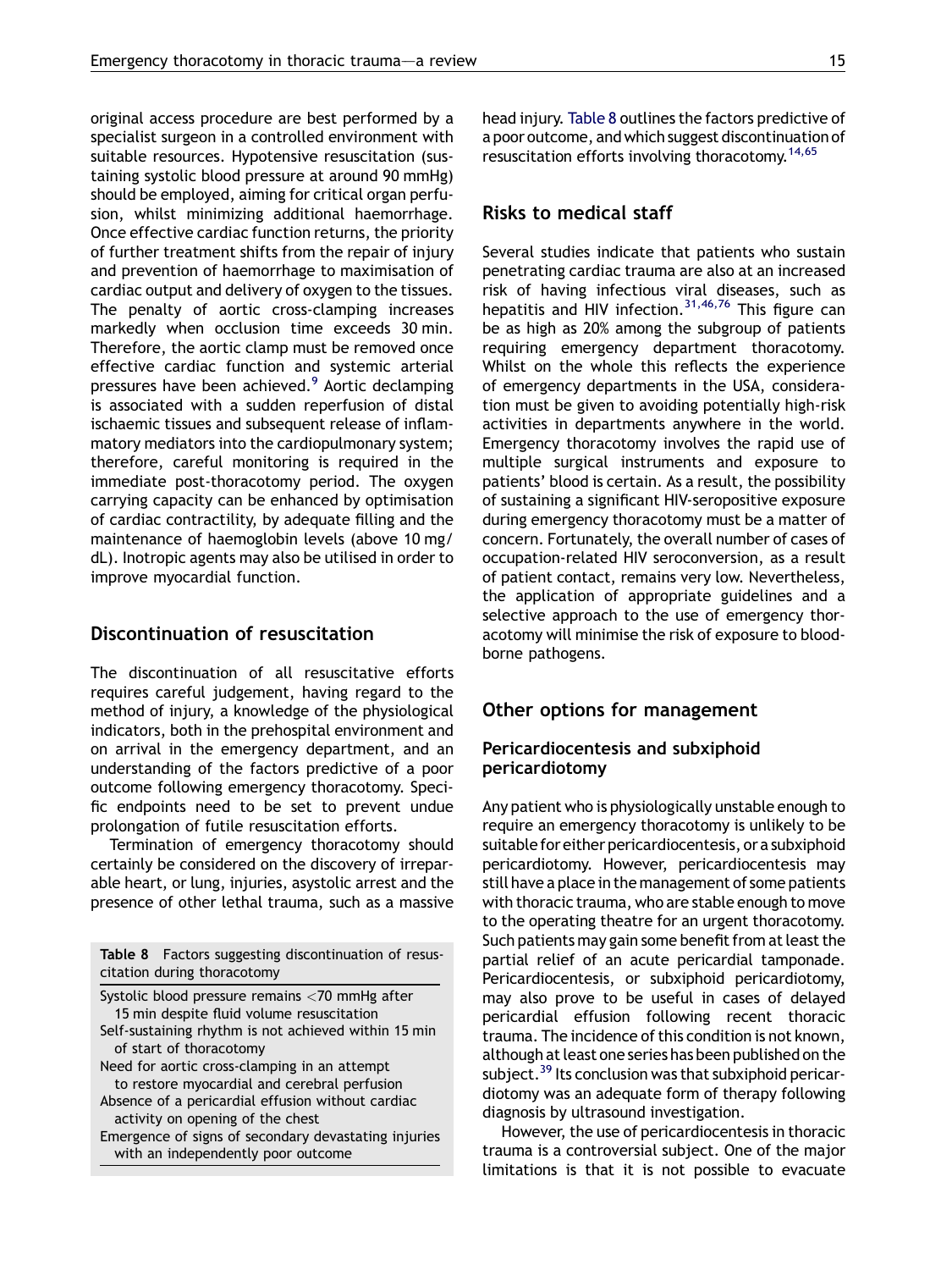original access procedure are best performed by a specialist surgeon in a controlled environment with suitable resources. Hypotensive resuscitation (sustaining systolic blood pressure at around 90 mmHg) should be employed, aiming for critical organ perfusion, whilst minimizing additional haemorrhage. Once effective cardiac function returns, the priority of further treatment shifts from the repair of injury and prevention of haemorrhage to maximisation of cardiac output and delivery of oxygen to the tissues. The penalty of aortic cross-clamping increases markedly when occlusion time exceeds 30 min. Therefore, the aortic clamp must be removed once effective cardiac function and systemic arterial pressures have been achieved.[9] Aortic declamping is associated with a sudden reperfusion of distal ischaemic tissues and subsequent release of inflammatory mediators into the cardiopulmonary system; therefore, careful monitoring is required in the immediate post-thoracotomy period. The oxygen carrying capacity can be enhanced by optimisation of cardiac contractility, by adequate filling and the maintenance of haemoglobin levels (above 10 mg/dL). Inotropic agents may also be utilised in order to improve myocardial function.

## Discontinuation of resuscitation

The discontinuation of all resuscitative efforts requires careful judgement, having regard to the method of injury, a knowledge of the physiological indicators, both in the prehospital environment and on arrival in the emergency department, and an understanding of the factors predictive of a poor outcome following emergency thoracotomy. Specific endpoints need to be set to prevent undue prolongation of futile resuscitation efforts.

Termination of emergency thoracotomy should certainly be considered on the discovery of irreparable heart, or lung, injuries, asystolic arrest and the presence of other lethal trauma, such as a massive head injury. Table 8 outlines the factors predictive of a poor outcome, and which suggest discontinuation of resuscitation efforts involving thoracotomy.[14,65]

**Table 8** Factors suggesting discontinuation of resuscitation during thoracotomy

| |
|---|
| Systolic blood pressure remains <70 mmHg after 15 min despite fluid volume resuscitation |
| Self-sustaining rhythm is not achieved within 15 min of start of thoracotomy |
| Need for aortic cross-clamping in an attempt to restore myocardial and cerebral perfusion |
| Absence of a pericardial effusion without cardiac activity on opening of the chest |
| Emergence of signs of secondary devastating injuries with an independently poor outcome |

## Risks to medical staff

Several studies indicate that patients who sustain penetrating cardiac trauma are also at an increased risk of having infectious viral diseases, such as hepatitis and HIV infection.[31,46,76] This figure can be as high as 20% among the subgroup of patients requiring emergency department thoracotomy. Whilst on the whole this reflects the experience of emergency departments in the USA, consideration must be given to avoiding potentially high-risk activities in departments anywhere in the world. Emergency thoracotomy involves the rapid use of multiple surgical instruments and exposure to patients' blood is certain. As a result, the possibility of sustaining a significant HIV-seropositive exposure during emergency thoracotomy must be a matter of concern. Fortunately, the overall number of cases of occupation-related HIV seroconversion, as a result of patient contact, remains very low. Nevertheless, the application of appropriate guidelines and a selective approach to the use of emergency thoracotomy will minimise the risk of exposure to blood-borne pathogens.

## Other options for management

### Pericardiocentesis and subxiphoid pericardiotomy

Any patient who is physiologically unstable enough to require an emergency thoracotomy is unlikely to be suitable for either pericardiocentesis, or a subxiphoid pericardiotomy. However, pericardiocentesis may still have a place in the management of some patients with thoracic trauma, who are stable enough to move to the operating theatre for an urgent thoracotomy. Such patients may gain some benefit from at least the partial relief of an acute pericardial tamponade. Pericardiocentesis, or subxiphoid pericardiotomy, may also prove to be useful in cases of delayed pericardial effusion following recent thoracic trauma. The incidence of this condition is not known, although at least one series has been published on the subject.[39] Its conclusion was that subxiphoid pericardiotomy was an adequate form of therapy following diagnosis by ultrasound investigation.

However, the use of pericardiocentesis in thoracic trauma is a controversial subject. One of the major limitations is that it is not possible to evacuate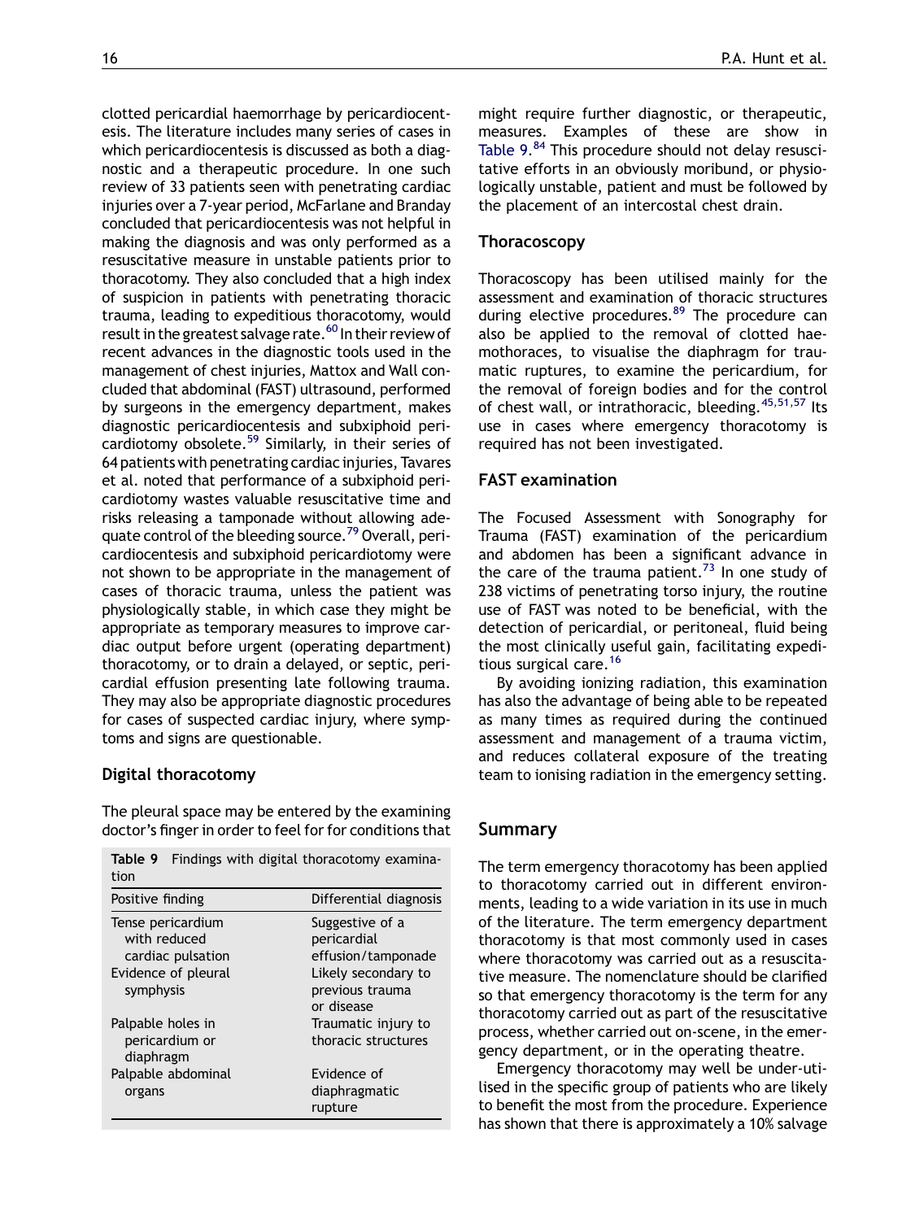clotted pericardial haemorrhage by pericardiocentesis. The literature includes many series of cases in which pericardiocentesis is discussed as both a diagnostic and a therapeutic procedure. In one such review of 33 patients seen with penetrating cardiac injuries over a 7-year period, McFarlane and Branday concluded that pericardiocentesis was not helpful in making the diagnosis and was only performed as a resuscitative measure in unstable patients prior to thoracotomy. They also concluded that a high index of suspicion in patients with penetrating thoracic trauma, leading to expeditious thoracotomy, would result in the greatest salvage rate.[60] In their review of recent advances in the diagnostic tools used in the management of chest injuries, Mattox and Wall concluded that abdominal (FAST) ultrasound, performed by surgeons in the emergency department, makes diagnostic pericardiocentesis and subxiphoid pericardiotomy obsolete.[59] Similarly, in their series of 64 patients with penetrating cardiac injuries, Tavares et al. noted that performance of a subxiphoid pericardiotomy wastes valuable resuscitative time and risks releasing a tamponade without allowing adequate control of the bleeding source.[79] Overall, pericardiocentesis and subxiphoid pericardiotomy were not shown to be appropriate in the management of cases of thoracic trauma, unless the patient was physiologically stable, in which case they might be appropriate as temporary measures to improve cardiac output before urgent (operating department) thoracotomy, or to drain a delayed, or septic, pericardial effusion presenting late following trauma. They may also be appropriate diagnostic procedures for cases of suspected cardiac injury, where symptoms and signs are questionable.

### Digital thoracotomy

The pleural space may be entered by the examining doctor's finger in order to feel for for conditions that might require further diagnostic, or therapeutic, measures. Examples of these are show in Table 9.[84] This procedure should not delay resuscitative efforts in an obviously moribund, or physiologically unstable, patient and must be followed by the placement of an intercostal chest drain.

**Table 9** Findings with digital thoracotomy examination

| Positive finding | Differential diagnosis |
|---|---|
| Tense pericardium with reduced cardiac pulsation | Suggestive of a pericardial effusion/tamponade |
| Evidence of pleural symphysis | Likely secondary to previous trauma or disease |
| Palpable holes in pericardium or diaphragm | Traumatic injury to thoracic structures |
| Palpable abdominal organs | Evidence of diaphragmatic rupture |

### Thoracoscopy

Thoracoscopy has been utilised mainly for the assessment and examination of thoracic structures during elective procedures.[89] The procedure can also be applied to the removal of clotted haemothoraces, to visualise the diaphragm for traumatic ruptures, to examine the pericardium, for the removal of foreign bodies and for the control of chest wall, or intrathoracic, bleeding.[45,51,57] Its use in cases where emergency thoracotomy is required has not been investigated.

### FAST examination

The Focused Assessment with Sonography for Trauma (FAST) examination of the pericardium and abdomen has been a significant advance in the care of the trauma patient.[73] In one study of 238 victims of penetrating torso injury, the routine use of FAST was noted to be beneficial, with the detection of pericardial, or peritoneal, fluid being the most clinically useful gain, facilitating expeditious surgical care.[16]

By avoiding ionizing radiation, this examination has also the advantage of being able to be repeated as many times as required during the continued assessment and management of a trauma victim, and reduces collateral exposure of the treating team to ionising radiation in the emergency setting.

## Summary

The term emergency thoracotomy has been applied to thoracotomy carried out in different environments, leading to a wide variation in its use in much of the literature. The term emergency department thoracotomy is that most commonly used in cases where thoracotomy was carried out as a resuscitative measure. The nomenclature should be clarified so that emergency thoracotomy is the term for any thoracotomy carried out as part of the resuscitative process, whether carried out on-scene, in the emergency department, or in the operating theatre.

Emergency thoracotomy may well be under-utilised in the specific group of patients who are likely to benefit the most from the procedure. Experience has shown that there is approximately a 10% salvage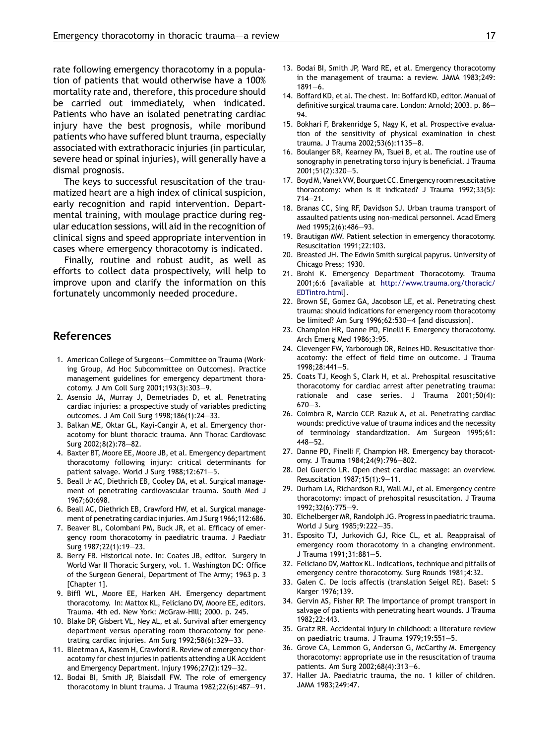rate following emergency thoracotomy in a population of patients that would otherwise have a 100% mortality rate and, therefore, this procedure should be carried out immediately, when indicated. Patients who have an isolated penetrating cardiac injury have the best prognosis, while moribund patients who have suffered blunt trauma, especially associated with extrathoracic injuries (in particular, severe head or spinal injuries), will generally have a dismal prognosis.

The keys to successful resuscitation of the traumatized heart are a high index of clinical suspicion, early recognition and rapid intervention. Departmental training, with moulage practice during regular education sessions, will aid in the recognition of clinical signs and speed appropriate intervention in cases where emergency thoracotomy is indicated.

Finally, routine and robust audit, as well as efforts to collect data prospectively, will help to improve upon and clarify the information on this fortunately uncommonly needed procedure.

## References

1. American College of Surgeons—Committee on Trauma (Working Group, Ad Hoc Subcommittee on Outcomes). Practice management guidelines for emergency department thoracotomy. J Am Coll Surg 2001;193(3):303—9.
2. Asensio JA, Murray J, Demetriades D, et al. Penetrating cardiac injuries: a prospective study of variables predicting outcomes. J Am Coll Surg 1998;186(1):24—33.
3. Balkan ME, Oktar GL, Kayi-Cangir A, et al. Emergency thoracotomy for blunt thoracic trauma. Ann Thorac Cardiovasc Surg 2002;8(2):78—82.
4. Baxter BT, Moore EE, Moore JB, et al. Emergency department thoracotomy following injury: critical determinants for patient salvage. World J Surg 1988;12:671—5.
5. Beall Jr AC, Diethrich EB, Cooley DA, et al. Surgical management of penetrating cardiovascular trauma. South Med J 1967;60:698.
6. Beall AC, Diethrich EB, Crawford HW, et al. Surgical management of penetrating cardiac injuries. Am J Surg 1966;112:686.
7. Beaver BL, Colombani PM, Buck JR, et al. Efficacy of emergency room thoracotomy in paediatric trauma. J Paediatr Surg 1987;22(1):19—23.
8. Berry FB. Historical note. In: Coates JB, editor. Surgery in World War II Thoracic Surgery, vol. 1. Washington DC: Office of the Surgeon General, Department of The Army; 1963 p. 3 [Chapter 1].
9. Biffl WL, Moore EE, Harken AH. Emergency department thoracotomy. In: Mattox KL, Feliciano DV, Moore EE, editors. Trauma. 4th ed. New York: McGraw-Hill; 2000. p. 245.
10. Blake DP, Gisbert VL, Ney AL, et al. Survival after emergency department versus operating room thoracotomy for penetrating cardiac injuries. Am Surg 1992;58(6):329—33.
11. Bleetman A, Kasem H, Crawford R. Review of emergency thoracotomy for chest injuries in patients attending a UK Accident and Emergency Department. Injury 1996;27(2):129—32.
12. Bodai BI, Smith JP, Blaisdall FW. The role of emergency thoracotomy in blunt trauma. J Trauma 1982;22(6):487—91.
13. Bodai BI, Smith JP, Ward RE, et al. Emergency thoracotomy in the management of trauma: a review. JAMA 1983;249: 1891—6.
14. Boffard KD, et al. The chest. In: Boffard KD, editor. Manual of definitive surgical trauma care. London: Arnold; 2003. p. 86—94.
15. Bokhari F, Brakenridge S, Nagy K, et al. Prospective evaluation of the sensitivity of physical examination in chest trauma. J Trauma 2002;53(6):1135—8.
16. Boulanger BR, Kearney PA, Tsuei B, et al. The routine use of sonography in penetrating torso injury is beneficial. J Trauma 2001;51(2):320—5.
17. Boyd M, Vanek VW, Bourguet CC. Emergency room resuscitative thoracotomy: when is it indicated? J Trauma 1992;33(5): 714—21.
18. Branas CC, Sing RF, Davidson SJ. Urban trauma transport of assaulted patients using non-medical personnel. Acad Emerg Med 1995;2(6):486—93.
19. Brautigan MW. Patient selection in emergency thoracotomy. Resuscitation 1991;22:103.
20. Breasted JH. The Edwin Smith surgical papyrus. University of Chicago Press; 1930.
21. Brohi K. Emergency Department Thoracotomy. Trauma 2001;6:6 [available at http://www.trauma.org/thoracic/EDTintro.html].
22. Brown SE, Gomez GA, Jacobson LE, et al. Penetrating chest trauma: should indications for emergency room thoracotomy be limited? Am Surg 1996;62:530—4 [and discussion].
23. Champion HR, Danne PD, Finelli F. Emergency thoracotomy. Arch Emerg Med 1986;3:95.
24. Clevenger FW, Yarborough DR, Reines HD. Resuscitative thoracotomy: the effect of field time on outcome. J Trauma 1998;28:441—5.
25. Coats TJ, Keogh S, Clark H, et al. Prehospital resuscitative thoracotomy for cardiac arrest after penetrating trauma: rationale and case series. J Trauma 2001;50(4): 670—3.
26. Coimbra R, Marcio CCP. Razuk A, et al. Penetrating cardiac wounds: predictive value of trauma indices and the necessity of terminology standardization. Am Surgeon 1995;61: 448—52.
27. Danne PD, Finelli F, Champion HR. Emergency bay thoracotomy. J Trauma 1984;24(9):796—802.
28. Del Guercio LR. Open chest cardiac massage: an overview. Resuscitation 1987;15(1):9—11.
29. Durham LA, Richardson RJ, Wall MJ, et al. Emergency centre thoracotomy: impact of prehospital resuscitation. J Trauma 1992;32(6):775—9.
30. Eichelberger MR, Randolph JG. Progress in paediatric trauma. World J Surg 1985;9:222—35.
31. Esposito TJ, Jurkovich GJ, Rice CL, et al. Reappraisal of emergency room thoracotomy in a changing environment. J Trauma 1991;31:881—5.
32. Feliciano DV, Mattox KL. Indications, technique and pitfalls of emergency centre thoracotomy. Surg Rounds 1981;4:32.
33. Galen C. De locis affectis (translation Seigel RE). Basel: S Karger 1976;139.
34. Gervin AS, Fisher RP. The importance of prompt transport in salvage of patients with penetrating heart wounds. J Trauma 1982;22:443.
35. Gratz RR. Accidental injury in childhood: a literature review on paediatric trauma. J Trauma 1979;19:551—5.
36. Grove CA, Lemmon G, Anderson G, McCarthy M. Emergency thoracotomy: appropriate use in the resuscitation of trauma patients. Am Surg 2002;68(4):313—6.
37. Haller JA. Paediatric trauma, the no. 1 killer of children. JAMA 1983;249:47.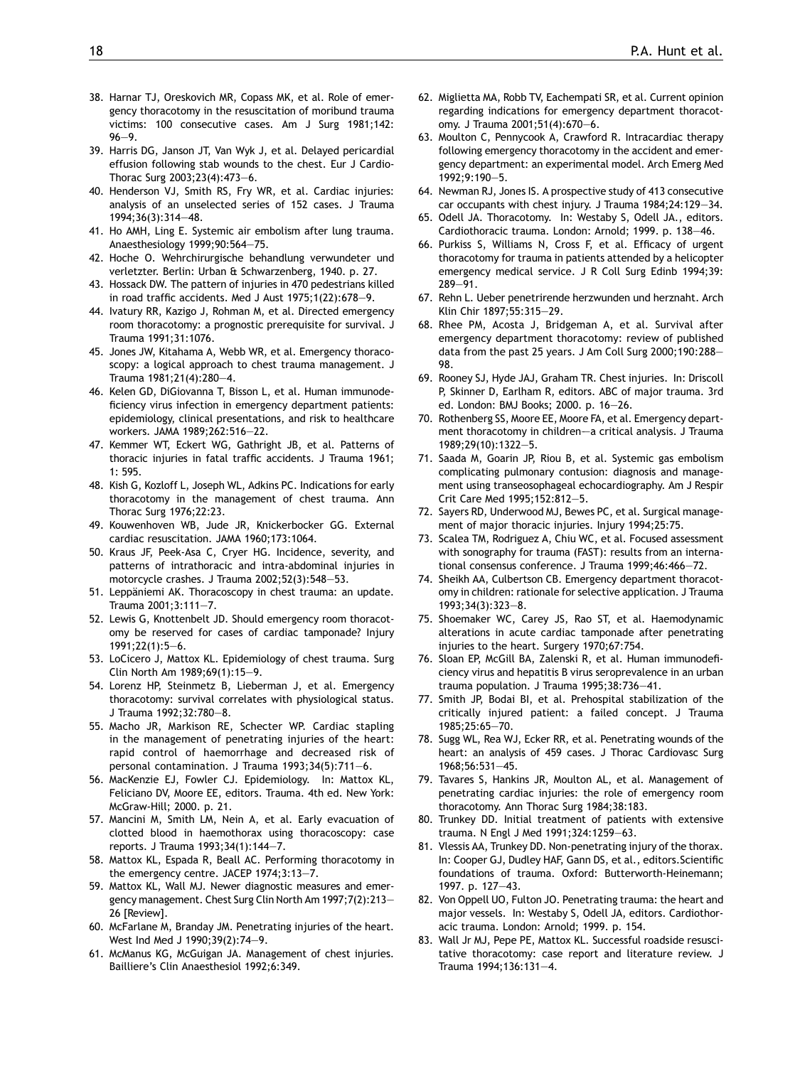38. Harnar TJ, Oreskovich MR, Copass MK, et al. Role of emergency thoracotomy in the resuscitation of moribund trauma victims: 100 consecutive cases. Am J Surg 1981;142: 96—9.
39. Harris DG, Janson JT, Van Wyk J, et al. Delayed pericardial effusion following stab wounds to the chest. Eur J Cardio-Thorac Surg 2003;23(4):473—6.
40. Henderson VJ, Smith RS, Fry WR, et al. Cardiac injuries: analysis of an unselected series of 152 cases. J Trauma 1994;36(3):314—48.
41. Ho AMH, Ling E. Systemic air embolism after lung trauma. Anaesthesiology 1999;90:564—75.
42. Hoche O. Wehrchirurgische behandlung verwundeter und verletzter. Berlin: Urban & Schwarzenberg, 1940. p. 27.
43. Hossack DW. The pattern of injuries in 470 pedestrians killed in road traffic accidents. Med J Aust 1975;1(22):678—9.
44. Ivatury RR, Kazigo J, Rohman M, et al. Directed emergency room thoracotomy: a prognostic prerequisite for survival. J Trauma 1991;31:1076.
45. Jones JW, Kitahama A, Webb WR, et al. Emergency thoracoscopy: a logical approach to chest trauma management. J Trauma 1981;21(4):280—4.
46. Kelen GD, DiGiovanna T, Bisson L, et al. Human immunodeficiency virus infection in emergency department patients: epidemiology, clinical presentations, and risk to healthcare workers. JAMA 1989;262:516—22.
47. Kemmer WT, Eckert WG, Gathright JB, et al. Patterns of thoracic injuries in fatal traffic accidents. J Trauma 1961; 1: 595.
48. Kish G, Kozloff L, Joseph WL, Adkins PC. Indications for early thoracotomy in the management of chest trauma. Ann Thorac Surg 1976;22:23.
49. Kouwenhoven WB, Jude JR, Knickerbocker GG. External cardiac resuscitation. JAMA 1960;173:1064.
50. Kraus JF, Peek-Asa C, Cryer HG. Incidence, severity, and patterns of intrathoracic and intra-abdominal injuries in motorcycle crashes. J Trauma 2002;52(3):548—53.
51. Leppäniemi AK. Thoracoscopy in chest trauma: an update. Trauma 2001;3:111—7.
52. Lewis G, Knottenbelt JD. Should emergency room thoracotomy be reserved for cases of cardiac tamponade? Injury 1991;22(1):5—6.
53. LoCicero J, Mattox KL. Epidemiology of chest trauma. Surg Clin North Am 1989;69(1):15—9.
54. Lorenz HP, Steinmetz B, Lieberman J, et al. Emergency thoracotomy: survival correlates with physiological status. J Trauma 1992;32:780—8.
55. Macho JR, Markison RE, Schecter WP. Cardiac stapling in the management of penetrating injuries of the heart: rapid control of haemorrhage and decreased risk of personal contamination. J Trauma 1993;34(5):711—6.
56. MacKenzie EJ, Fowler CJ. Epidemiology. In: Mattox KL, Feliciano DV, Moore EE, editors. Trauma. 4th ed. New York: McGraw-Hill; 2000. p. 21.
57. Mancini M, Smith LM, Nein A, et al. Early evacuation of clotted blood in haemothorax using thoracoscopy: case reports. J Trauma 1993;34(1):144—7.
58. Mattox KL, Espada R, Beall AC. Performing thoracotomy in the emergency centre. JACEP 1974;3:13—7.
59. Mattox KL, Wall MJ. Newer diagnostic measures and emergency management. Chest Surg Clin North Am 1997;7(2):213—26 [Review].
60. McFarlane M, Branday JM. Penetrating injuries of the heart. West Ind Med J 1990;39(2):74—9.
61. McManus KG, McGuigan JA. Management of chest injuries. Bailliere's Clin Anaesthesiol 1992;6:349.
62. Miglietta MA, Robb TV, Eachempati SR, et al. Current opinion regarding indications for emergency department thoracotomy. J Trauma 2001;51(4):670—6.
63. Moulton C, Pennycook A, Crawford R. Intracardiac therapy following emergency thoracotomy in the accident and emergency department: an experimental model. Arch Emerg Med 1992;9:190—5.
64. Newman RJ, Jones IS. A prospective study of 413 consecutive car occupants with chest injury. J Trauma 1984;24:129—34.
65. Odell JA. Thoracotomy. In: Westaby S, Odell JA., editors. Cardiothoracic trauma. London: Arnold; 1999. p. 138—46.
66. Purkiss S, Williams N, Cross F, et al. Efficacy of urgent thoracotomy for trauma in patients attended by a helicopter emergency medical service. J R Coll Surg Edinb 1994;39: 289—91.
67. Rehn L. Ueber penetrirende herzwunden und herznaht. Arch Klin Chir 1897;55:315—29.
68. Rhee PM, Acosta J, Bridgeman A, et al. Survival after emergency department thoracotomy: review of published data from the past 25 years. J Am Coll Surg 2000;190:288—98.
69. Rooney SJ, Hyde JAJ, Graham TR. Chest injuries. In: Driscoll P, Skinner D, Earlham R, editors. ABC of major trauma. 3rd ed. London: BMJ Books; 2000. p. 16—26.
70. Rothenberg SS, Moore EE, Moore FA, et al. Emergency department thoracotomy in children—a critical analysis. J Trauma 1989;29(10):1322—5.
71. Saada M, Goarin JP, Riou B, et al. Systemic gas embolism complicating pulmonary contusion: diagnosis and management using transeosophageal echocardiography. Am J Respir Crit Care Med 1995;152:812—5.
72. Sayers RD, Underwood MJ, Bewes PC, et al. Surgical management of major thoracic injuries. Injury 1994;25:75.
73. Scalea TM, Rodriguez A, Chiu WC, et al. Focused assessment with sonography for trauma (FAST): results from an international consensus conference. J Trauma 1999;46:466—72.
74. Sheikh AA, Culbertson CB. Emergency department thoracotomy in children: rationale for selective application. J Trauma 1993;34(3):323—8.
75. Shoemaker WC, Carey JS, Rao ST, et al. Haemodynamic alterations in acute cardiac tamponade after penetrating injuries to the heart. Surgery 1970;67:754.
76. Sloan EP, McGill BA, Zalenski R, et al. Human immunodeficiency virus and hepatitis B virus seroprevalence in an urban trauma population. J Trauma 1995;38:736—41.
77. Smith JP, Bodai BI, et al. Prehospital stabilization of the critically injured patient: a failed concept. J Trauma 1985;25:65—70.
78. Sugg WL, Rea WJ, Ecker RR, et al. Penetrating wounds of the heart: an analysis of 459 cases. J Thorac Cardiovasc Surg 1968;56:531—45.
79. Tavares S, Hankins JR, Moulton AL, et al. Management of penetrating cardiac injuries: the role of emergency room thoracotomy. Ann Thorac Surg 1984;38:183.
80. Trunkey DD. Initial treatment of patients with extensive trauma. N Engl J Med 1991;324:1259—63.
81. Vlessis AA, Trunkey DD. Non-penetrating injury of the thorax. In: Cooper GJ, Dudley HAF, Gann DS, et al., editors.Scientific foundations of trauma. Oxford: Butterworth-Heinemann; 1997. p. 127—43.
82. Von Oppell UO, Fulton JO. Penetrating trauma: the heart and major vessels. In: Westaby S, Odell JA, editors. Cardiothoracic trauma. London: Arnold; 1999. p. 154.
83. Wall Jr MJ, Pepe PE, Mattox KL. Successful roadside resuscitative thoracotomy: case report and literature review. J Trauma 1994;136:131—4.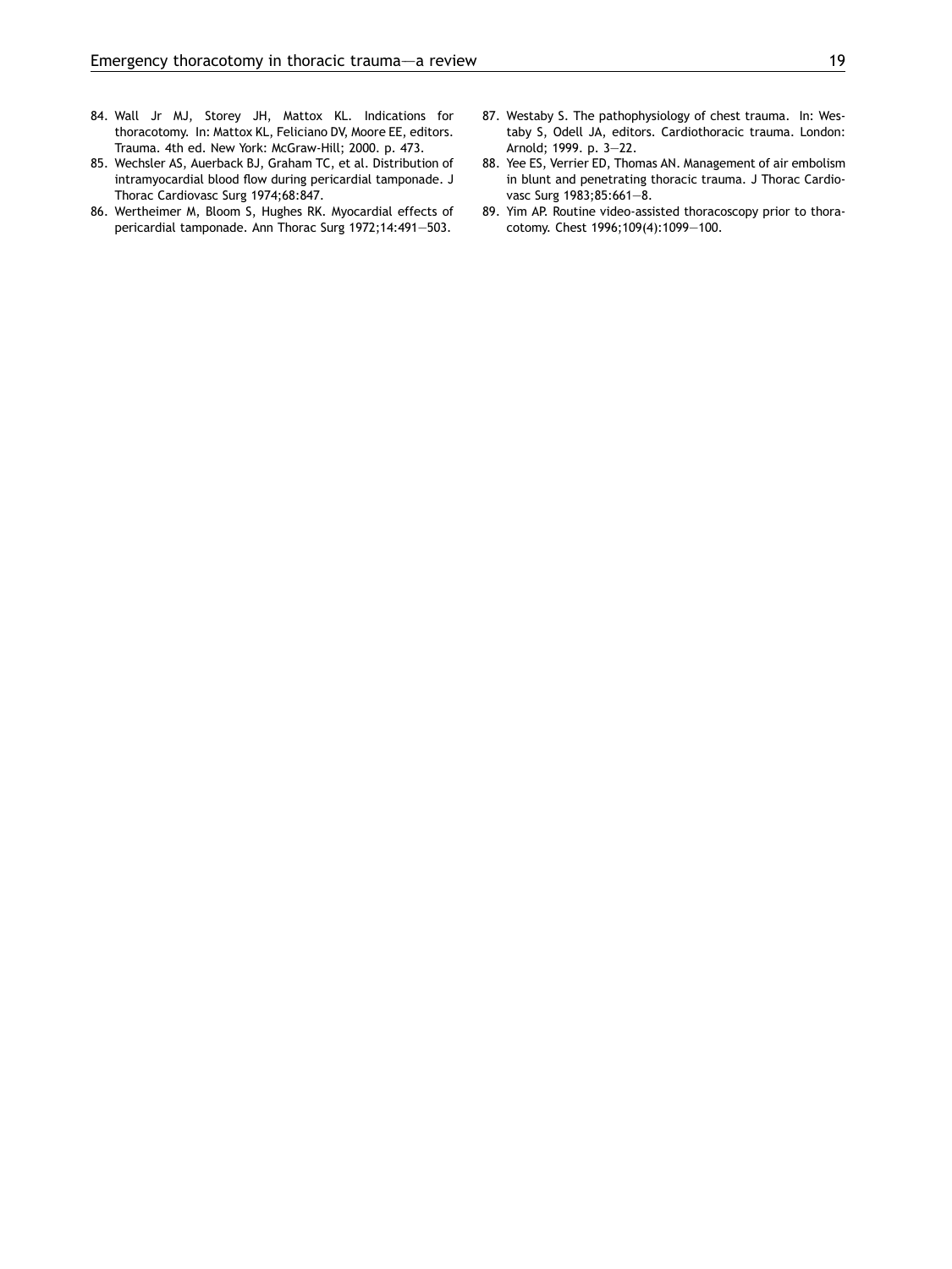84. Wall Jr MJ, Storey JH, Mattox KL. Indications for thoracotomy. In: Mattox KL, Feliciano DV, Moore EE, editors. Trauma. 4th ed. New York: McGraw-Hill; 2000. p. 473.
85. Wechsler AS, Auerback BJ, Graham TC, et al. Distribution of intramyocardial blood flow during pericardial tamponade. J Thorac Cardiovasc Surg 1974;68:847.
86. Wertheimer M, Bloom S, Hughes RK. Myocardial effects of pericardial tamponade. Ann Thorac Surg 1972;14:491—503.
87. Westaby S. The pathophysiology of chest trauma. In: Westaby S, Odell JA, editors. Cardiothoracic trauma. London: Arnold; 1999. p. 3—22.
88. Yee ES, Verrier ED, Thomas AN. Management of air embolism in blunt and penetrating thoracic trauma. J Thorac Cardiovasc Surg 1983;85:661—8.
89. Yim AP. Routine video-assisted thoracoscopy prior to thoracotomy. Chest 1996;109(4):1099—100.